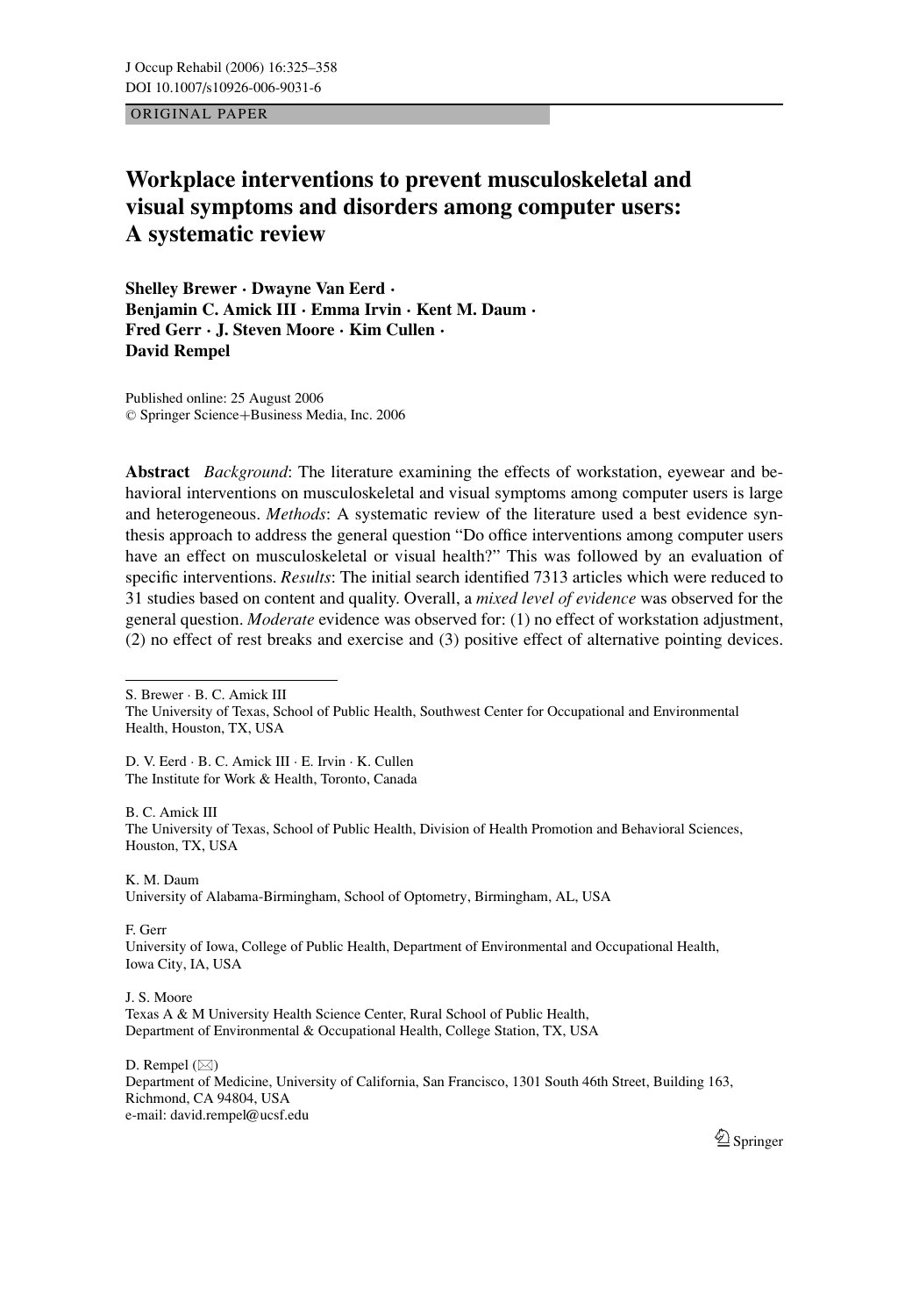ORIGINAL PAPER

# Workplace interventions to prevent musculoskeletal and visual symptoms and disorders among computer users: A systematic review

**Shelley Brewer · Dwayne Van Eerd · Benjamin C. Amick III · Emma Irvin · Kent M. Daum · Fred Gerr · J. Steven Moore · Kim Cullen · David Rempel**

Published online: 25 August 2006
© Springer Science+Business Media, Inc. 2006

**Abstract** *Background*: The literature examining the effects of workstation, eyewear and behavioral interventions on musculoskeletal and visual symptoms among computer users is large and heterogeneous. *Methods*: A systematic review of the literature used a best evidence synthesis approach to address the general question "Do office interventions among computer users have an effect on musculoskeletal or visual health?" This was followed by an evaluation of specific interventions. *Results*: The initial search identified 7313 articles which were reduced to 31 studies based on content and quality. Overall, a *mixed level of evidence* was observed for the general question. *Moderate* evidence was observed for: (1) no effect of workstation adjustment, (2) no effect of rest breaks and exercise and (3) positive effect of alternative pointing devices.

---

S. Brewer · B. C. Amick III
The University of Texas, School of Public Health, Southwest Center for Occupational and Environmental Health, Houston, TX, USA

D. V. Eerd · B. C. Amick III · E. Irvin · K. Cullen
The Institute for Work & Health, Toronto, Canada

B. C. Amick III
The University of Texas, School of Public Health, Division of Health Promotion and Behavioral Sciences, Houston, TX, USA

K. M. Daum
University of Alabama-Birmingham, School of Optometry, Birmingham, AL, USA

F. Gerr
University of Iowa, College of Public Health, Department of Environmental and Occupational Health, Iowa City, IA, USA

J. S. Moore
Texas A & M University Health Science Center, Rural School of Public Health, Department of Environmental & Occupational Health, College Station, TX, USA

D. Rempel (✉)
Department of Medicine, University of California, San Francisco, 1301 South 46th Street, Building 163, Richmond, CA 94804, USA
e-mail: david.rempel@ucsf.edu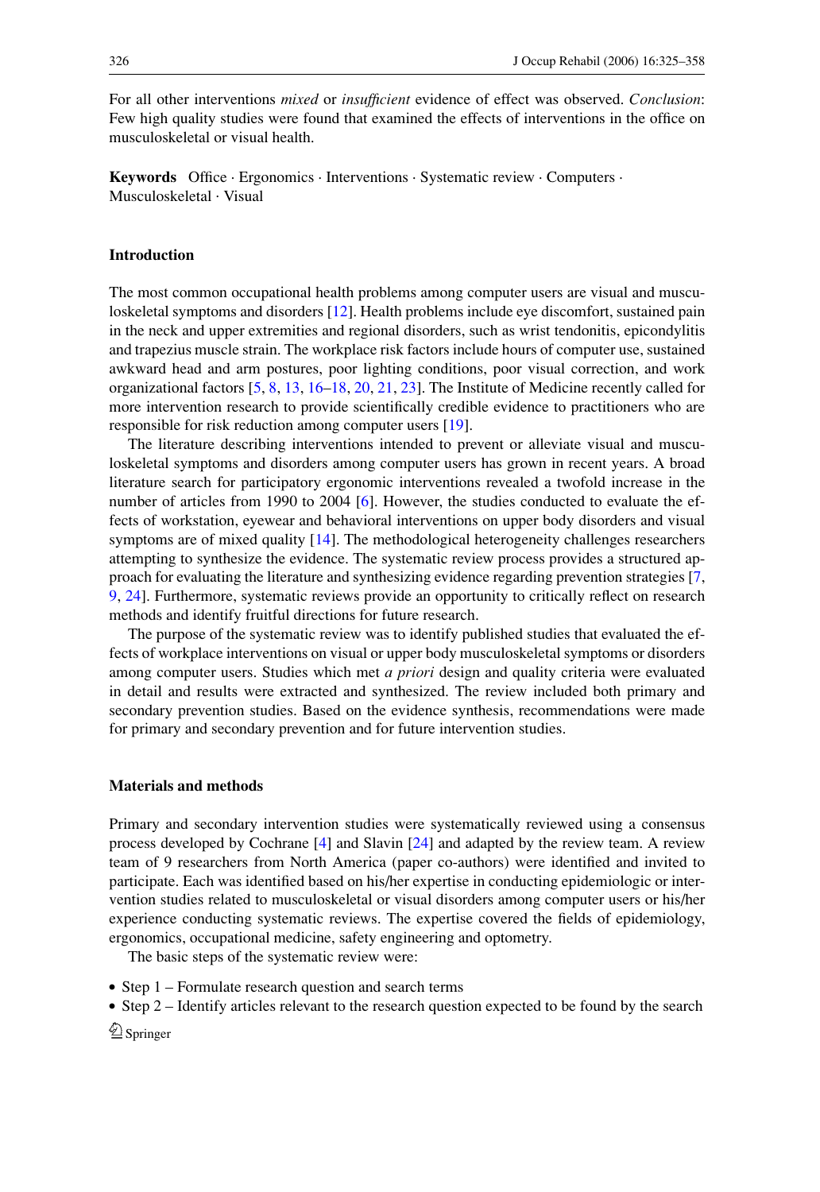For all other interventions *mixed* or *insufficient* evidence of effect was observed. *Conclusion*: Few high quality studies were found that examined the effects of interventions in the office on musculoskeletal or visual health.

**Keywords** Office · Ergonomics · Interventions · Systematic review · Computers · Musculoskeletal · Visual

## Introduction

The most common occupational health problems among computer users are visual and musculoskeletal symptoms and disorders [12]. Health problems include eye discomfort, sustained pain in the neck and upper extremities and regional disorders, such as wrist tendonitis, epicondylitis and trapezius muscle strain. The workplace risk factors include hours of computer use, sustained awkward head and arm postures, poor lighting conditions, poor visual correction, and work organizational factors [5, 8, 13, 16–18, 20, 21, 23]. The Institute of Medicine recently called for more intervention research to provide scientifically credible evidence to practitioners who are responsible for risk reduction among computer users [19].

The literature describing interventions intended to prevent or alleviate visual and musculoskeletal symptoms and disorders among computer users has grown in recent years. A broad literature search for participatory ergonomic interventions revealed a twofold increase in the number of articles from 1990 to 2004 [6]. However, the studies conducted to evaluate the effects of workstation, eyewear and behavioral interventions on upper body disorders and visual symptoms are of mixed quality [14]. The methodological heterogeneity challenges researchers attempting to synthesize the evidence. The systematic review process provides a structured approach for evaluating the literature and synthesizing evidence regarding prevention strategies [7, 9, 24]. Furthermore, systematic reviews provide an opportunity to critically reflect on research methods and identify fruitful directions for future research.

The purpose of the systematic review was to identify published studies that evaluated the effects of workplace interventions on visual or upper body musculoskeletal symptoms or disorders among computer users. Studies which met *a priori* design and quality criteria were evaluated in detail and results were extracted and synthesized. The review included both primary and secondary prevention studies. Based on the evidence synthesis, recommendations were made for primary and secondary prevention and for future intervention studies.

## Materials and methods

Primary and secondary intervention studies were systematically reviewed using a consensus process developed by Cochrane [4] and Slavin [24] and adapted by the review team. A review team of 9 researchers from North America (paper co-authors) were identified and invited to participate. Each was identified based on his/her expertise in conducting epidemiologic or intervention studies related to musculoskeletal or visual disorders among computer users or his/her experience conducting systematic reviews. The expertise covered the fields of epidemiology, ergonomics, occupational medicine, safety engineering and optometry.

The basic steps of the systematic review were:

- Step 1 – Formulate research question and search terms
- Step 2 – Identify articles relevant to the research question expected to be found by the search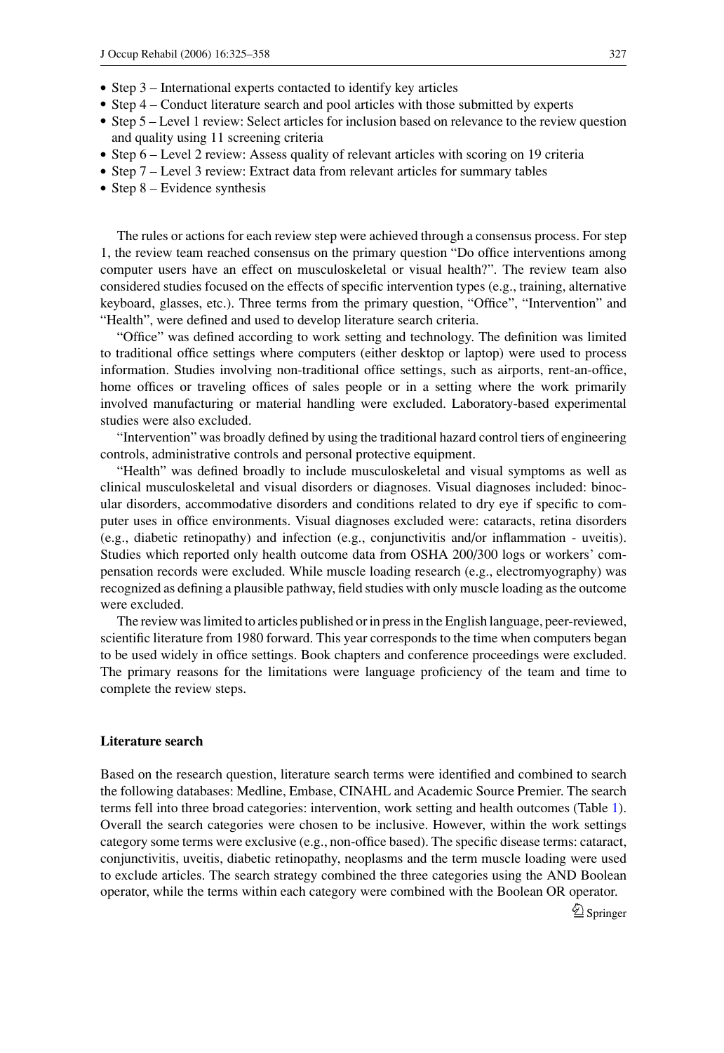- Step 3 – International experts contacted to identify key articles
- Step 4 – Conduct literature search and pool articles with those submitted by experts
- Step 5 – Level 1 review: Select articles for inclusion based on relevance to the review question and quality using 11 screening criteria
- Step 6 – Level 2 review: Assess quality of relevant articles with scoring on 19 criteria
- Step 7 – Level 3 review: Extract data from relevant articles for summary tables
- Step 8 – Evidence synthesis

The rules or actions for each review step were achieved through a consensus process. For step 1, the review team reached consensus on the primary question "Do office interventions among computer users have an effect on musculoskeletal or visual health?". The review team also considered studies focused on the effects of specific intervention types (e.g., training, alternative keyboard, glasses, etc.). Three terms from the primary question, "Office", "Intervention" and "Health", were defined and used to develop literature search criteria.

"Office" was defined according to work setting and technology. The definition was limited to traditional office settings where computers (either desktop or laptop) were used to process information. Studies involving non-traditional office settings, such as airports, rent-an-office, home offices or traveling offices of sales people or in a setting where the work primarily involved manufacturing or material handling were excluded. Laboratory-based experimental studies were also excluded.

"Intervention" was broadly defined by using the traditional hazard control tiers of engineering controls, administrative controls and personal protective equipment.

"Health" was defined broadly to include musculoskeletal and visual symptoms as well as clinical musculoskeletal and visual disorders or diagnoses. Visual diagnoses included: binocular disorders, accommodative disorders and conditions related to dry eye if specific to computer uses in office environments. Visual diagnoses excluded were: cataracts, retina disorders (e.g., diabetic retinopathy) and infection (e.g., conjunctivitis and/or inflammation - uveitis). Studies which reported only health outcome data from OSHA 200/300 logs or workers' compensation records were excluded. While muscle loading research (e.g., electromyography) was recognized as defining a plausible pathway, field studies with only muscle loading as the outcome were excluded.

The review was limited to articles published or in press in the English language, peer-reviewed, scientific literature from 1980 forward. This year corresponds to the time when computers began to be used widely in office settings. Book chapters and conference proceedings were excluded. The primary reasons for the limitations were language proficiency of the team and time to complete the review steps.

### Literature search

Based on the research question, literature search terms were identified and combined to search the following databases: Medline, Embase, CINAHL and Academic Source Premier. The search terms fell into three broad categories: intervention, work setting and health outcomes (Table 1). Overall the search categories were chosen to be inclusive. However, within the work settings category some terms were exclusive (e.g., non-office based). The specific disease terms: cataract, conjunctivitis, uveitis, diabetic retinopathy, neoplasms and the term muscle loading were used to exclude articles. The search strategy combined the three categories using the AND Boolean operator, while the terms within each category were combined with the Boolean OR operator.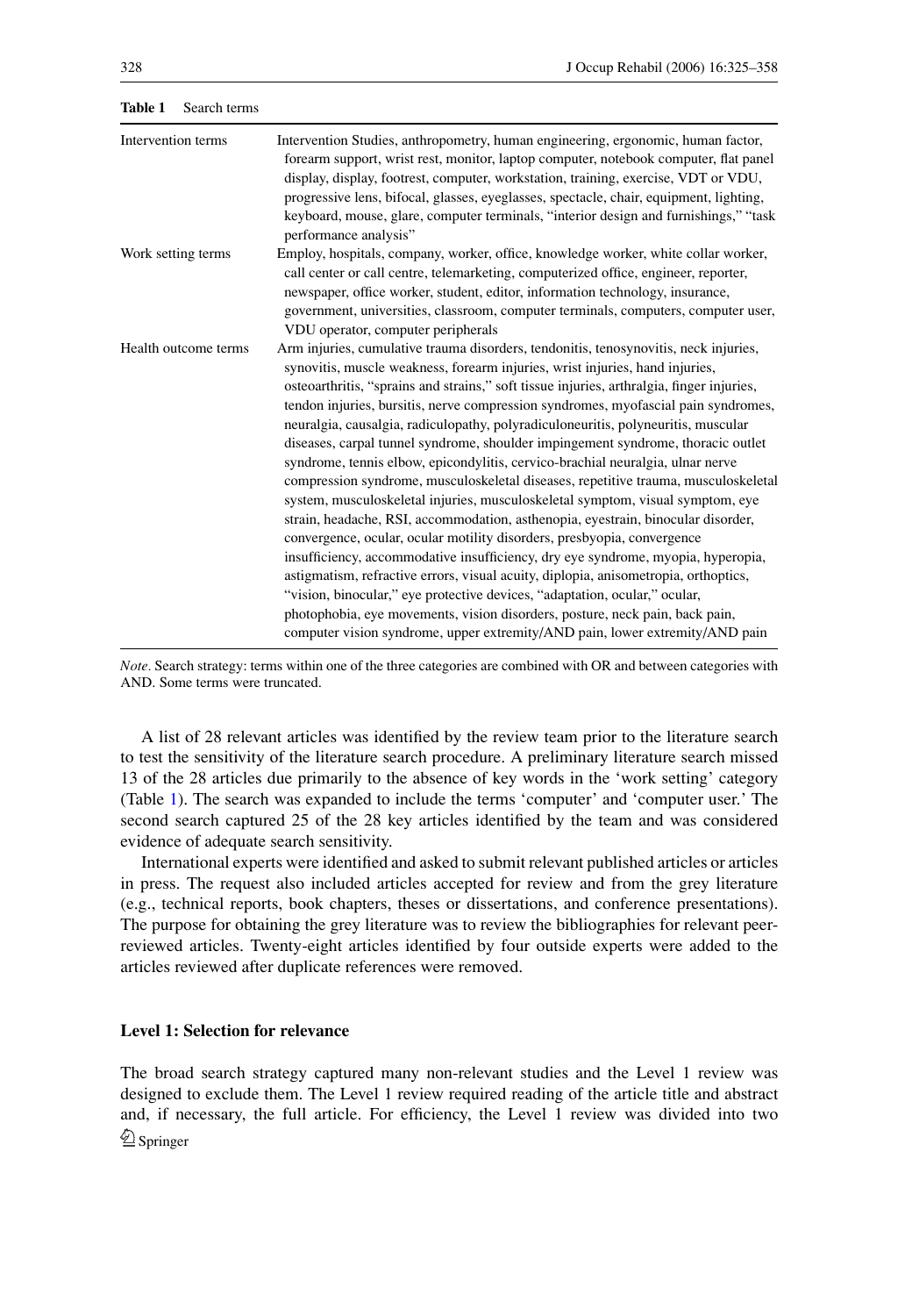**Table 1** Search terms

| | |
|---|---|
| Intervention terms | Intervention Studies, anthropometry, human engineering, ergonomic, human factor, forearm support, wrist rest, monitor, laptop computer, notebook computer, flat panel display, display, footrest, computer, workstation, training, exercise, VDT or VDU, progressive lens, bifocal, glasses, eyeglasses, spectacle, chair, equipment, lighting, keyboard, mouse, glare, computer terminals, "interior design and furnishings," "task performance analysis" |
| Work setting terms | Employ, hospitals, company, worker, office, knowledge worker, white collar worker, call center or call centre, telemarketing, computerized office, engineer, reporter, newspaper, office worker, student, editor, information technology, insurance, government, universities, classroom, computer terminals, computers, computer user, VDU operator, computer peripherals |
| Health outcome terms | Arm injuries, cumulative trauma disorders, tendonitis, tenosynovitis, neck injuries, synovitis, muscle weakness, forearm injuries, wrist injuries, hand injuries, osteoarthritis, "sprains and strains," soft tissue injuries, arthralgia, finger injuries, tendon injuries, bursitis, nerve compression syndromes, myofascial pain syndromes, neuralgia, causalgia, radiculopathy, polyradiculoneuritis, polyneuritis, muscular diseases, carpal tunnel syndrome, shoulder impingement syndrome, thoracic outlet syndrome, tennis elbow, epicondylitis, cervico-brachial neuralgia, ulnar nerve compression syndrome, musculoskeletal diseases, repetitive trauma, musculoskeletal system, musculoskeletal injuries, musculoskeletal symptom, visual symptom, eye strain, headache, RSI, accommodation, asthenopia, eyestrain, binocular disorder, convergence, ocular, ocular motility disorders, presbyopia, convergence insufficiency, accommodative insufficiency, dry eye syndrome, myopia, hyperopia, astigmatism, refractive errors, visual acuity, diplopia, anisometropia, orthoptics, "vision, binocular," eye protective devices, "adaptation, ocular," ocular, photophobia, eye movements, vision disorders, posture, neck pain, back pain, computer vision syndrome, upper extremity/AND pain, lower extremity/AND pain |

*Note*. Search strategy: terms within one of the three categories are combined with OR and between categories with AND. Some terms were truncated.

A list of 28 relevant articles was identified by the review team prior to the literature search to test the sensitivity of the literature search procedure. A preliminary literature search missed 13 of the 28 articles due primarily to the absence of key words in the 'work setting' category (Table 1). The search was expanded to include the terms 'computer' and 'computer user.' The second search captured 25 of the 28 key articles identified by the team and was considered evidence of adequate search sensitivity.

International experts were identified and asked to submit relevant published articles or articles in press. The request also included articles accepted for review and from the grey literature (e.g., technical reports, book chapters, theses or dissertations, and conference presentations). The purpose for obtaining the grey literature was to review the bibliographies for relevant peer-reviewed articles. Twenty-eight articles identified by four outside experts were added to the articles reviewed after duplicate references were removed.

### Level 1: Selection for relevance

The broad search strategy captured many non-relevant studies and the Level 1 review was designed to exclude them. The Level 1 review required reading of the article title and abstract and, if necessary, the full article. For efficiency, the Level 1 review was divided into two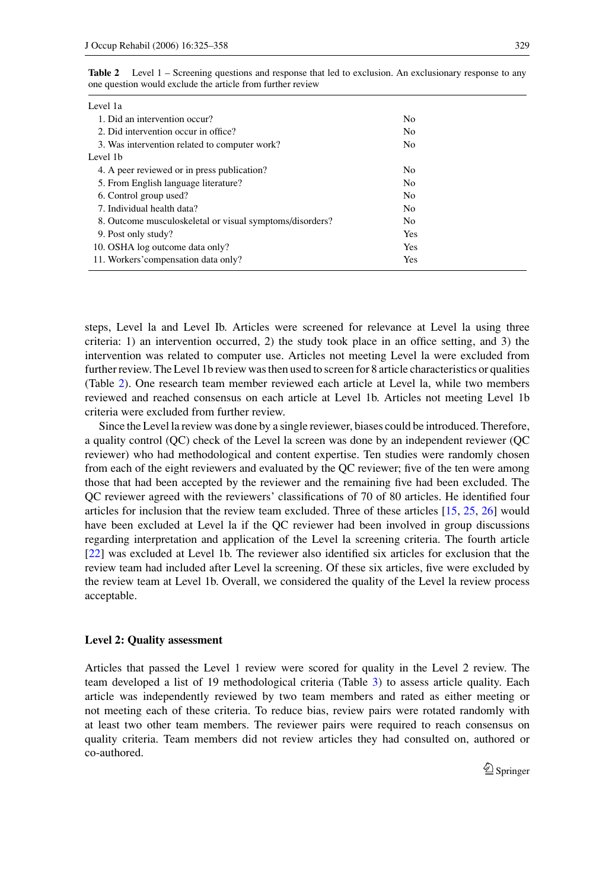**Table 2** Level 1 – Screening questions and response that led to exclusion. An exclusionary response to any one question would exclude the article from further review

| | |
|---|---|
| Level 1a | |
| 1. Did an intervention occur? | No |
| 2. Did intervention occur in office? | No |
| 3. Was intervention related to computer work? | No |
| Level 1b | |
| 4. A peer reviewed or in press publication? | No |
| 5. From English language literature? | No |
| 6. Control group used? | No |
| 7. Individual health data? | No |
| 8. Outcome musculoskeletal or visual symptoms/disorders? | No |
| 9. Post only study? | Yes |
| 10. OSHA log outcome data only? | Yes |
| 11. Workers'compensation data only? | Yes |

steps, Level la and Level Ib. Articles were screened for relevance at Level la using three criteria: 1) an intervention occurred, 2) the study took place in an office setting, and 3) the intervention was related to computer use. Articles not meeting Level la were excluded from further review. The Level 1b review was then used to screen for 8 article characteristics or qualities (Table 2). One research team member reviewed each article at Level la, while two members reviewed and reached consensus on each article at Level 1b. Articles not meeting Level 1b criteria were excluded from further review.

Since the Level la review was done by a single reviewer, biases could be introduced. Therefore, a quality control (QC) check of the Level la screen was done by an independent reviewer (QC reviewer) who had methodological and content expertise. Ten studies were randomly chosen from each of the eight reviewers and evaluated by the QC reviewer; five of the ten were among those that had been accepted by the reviewer and the remaining five had been excluded. The QC reviewer agreed with the reviewers' classifications of 70 of 80 articles. He identified four articles for inclusion that the review team excluded. Three of these articles [15, 25, 26] would have been excluded at Level la if the QC reviewer had been involved in group discussions regarding interpretation and application of the Level la screening criteria. The fourth article [22] was excluded at Level 1b. The reviewer also identified six articles for exclusion that the review team had included after Level la screening. Of these six articles, five were excluded by the review team at Level 1b. Overall, we considered the quality of the Level la review process acceptable.

### Level 2: Quality assessment

Articles that passed the Level 1 review were scored for quality in the Level 2 review. The team developed a list of 19 methodological criteria (Table 3) to assess article quality. Each article was independently reviewed by two team members and rated as either meeting or not meeting each of these criteria. To reduce bias, review pairs were rotated randomly with at least two other team members. The reviewer pairs were required to reach consensus on quality criteria. Team members did not review articles they had consulted on, authored or co-authored.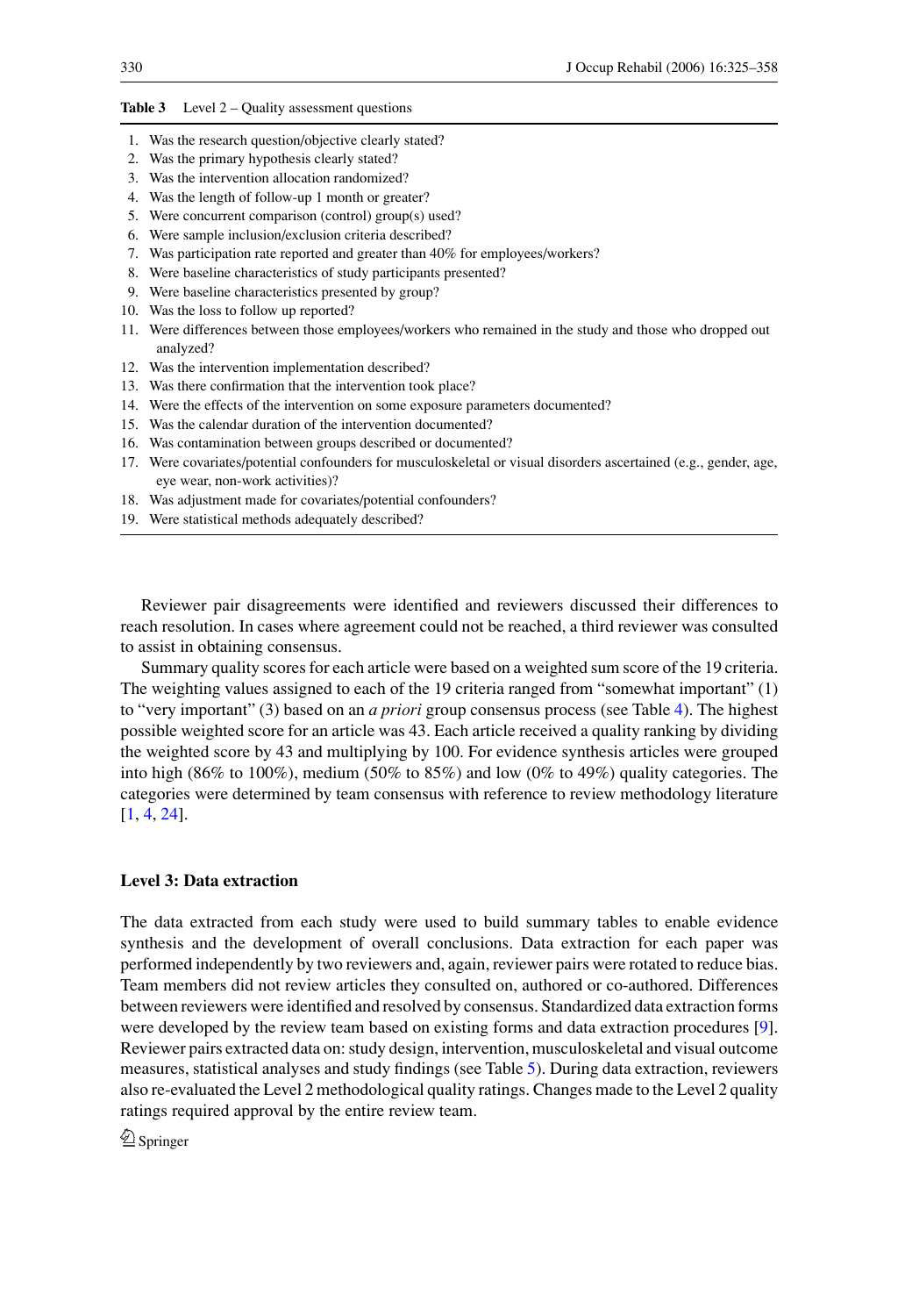**Table 3** Level 2 – Quality assessment questions

1. Was the research question/objective clearly stated?
2. Was the primary hypothesis clearly stated?
3. Was the intervention allocation randomized?
4. Was the length of follow-up 1 month or greater?
5. Were concurrent comparison (control) group(s) used?
6. Were sample inclusion/exclusion criteria described?
7. Was participation rate reported and greater than 40% for employees/workers?
8. Were baseline characteristics of study participants presented?
9. Were baseline characteristics presented by group?
10. Was the loss to follow up reported?
11. Were differences between those employees/workers who remained in the study and those who dropped out analyzed?
12. Was the intervention implementation described?
13. Was there confirmation that the intervention took place?
14. Were the effects of the intervention on some exposure parameters documented?
15. Was the calendar duration of the intervention documented?
16. Was contamination between groups described or documented?
17. Were covariates/potential confounders for musculoskeletal or visual disorders ascertained (e.g., gender, age, eye wear, non-work activities)?
18. Was adjustment made for covariates/potential confounders?
19. Were statistical methods adequately described?

Reviewer pair disagreements were identified and reviewers discussed their differences to reach resolution. In cases where agreement could not be reached, a third reviewer was consulted to assist in obtaining consensus.

Summary quality scores for each article were based on a weighted sum score of the 19 criteria. The weighting values assigned to each of the 19 criteria ranged from "somewhat important" (1) to "very important" (3) based on an *a priori* group consensus process (see Table 4). The highest possible weighted score for an article was 43. Each article received a quality ranking by dividing the weighted score by 43 and multiplying by 100. For evidence synthesis articles were grouped into high (86% to 100%), medium (50% to 85%) and low (0% to 49%) quality categories. The categories were determined by team consensus with reference to review methodology literature [1, 4, 24].

### Level 3: Data extraction

The data extracted from each study were used to build summary tables to enable evidence synthesis and the development of overall conclusions. Data extraction for each paper was performed independently by two reviewers and, again, reviewer pairs were rotated to reduce bias. Team members did not review articles they consulted on, authored or co-authored. Differences between reviewers were identified and resolved by consensus. Standardized data extraction forms were developed by the review team based on existing forms and data extraction procedures [9]. Reviewer pairs extracted data on: study design, intervention, musculoskeletal and visual outcome measures, statistical analyses and study findings (see Table 5). During data extraction, reviewers also re-evaluated the Level 2 methodological quality ratings. Changes made to the Level 2 quality ratings required approval by the entire review team.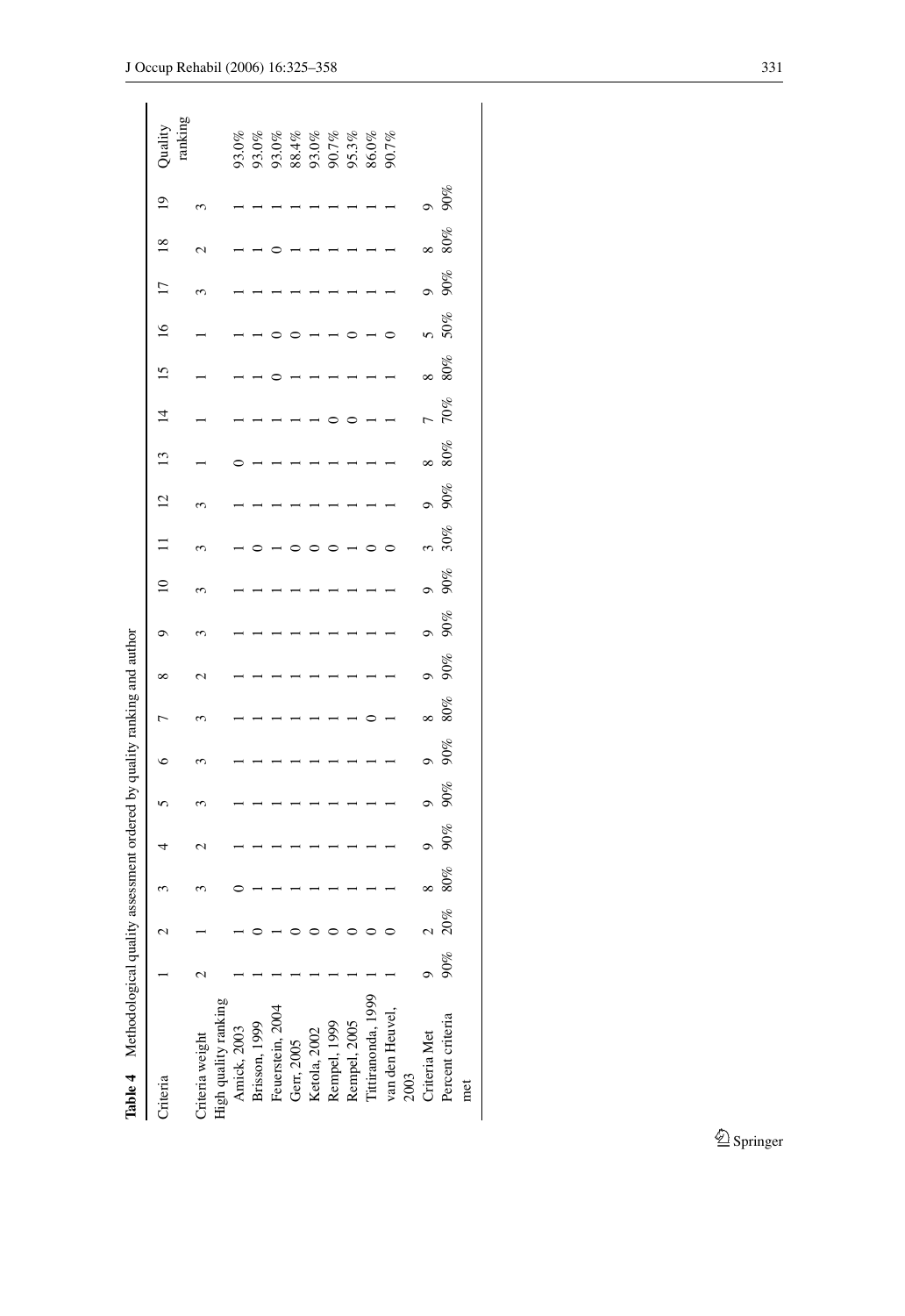**Table 4** Methodological quality assessment ordered by quality ranking and author

| Criteria | 1 | 2 | 3 | 4 | 5 | 6 | 7 | 8 | 9 | 10 | 11 | 12 | 13 | 14 | 15 | 16 | 17 | 18 | 19 | Quality ranking |
|---|---|---|---|---|---|---|---|---|---|---|---|---|---|---|---|---|---|---|---|---|
| Criteria weight | 2 | 1 | 3 | 2 | 3 | 3 | 3 | 2 | 3 | 3 | 3 | 3 | 1 | 1 | 1 | 1 | 3 | 2 | 3 | |
| High quality ranking | | | | | | | | | | | | | | | | | | | | |
| Amick, 2003 | 1 | 1 | 0 | 1 | 1 | 1 | 1 | 1 | 1 | 1 | 1 | 1 | 0 | 1 | 1 | 1 | 1 | 1 | 1 | 93.0% |
| Brisson, 1999 | 1 | 0 | 1 | 1 | 1 | 1 | 1 | 1 | 1 | 1 | 0 | 1 | 1 | 1 | 1 | 1 | 1 | 1 | 1 | 93.0% |
| Feuerstein, 2004 | 1 | 1 | 1 | 1 | 1 | 1 | 1 | 1 | 1 | 1 | 1 | 1 | 1 | 1 | 0 | 0 | 1 | 0 | 1 | 93.0% |
| Gerr, 2005 | 1 | 0 | 1 | 1 | 1 | 1 | 1 | 1 | 1 | 1 | 0 | 1 | 1 | 1 | 1 | 0 | 1 | 1 | 1 | 88.4% |
| Ketola, 2002 | 1 | 0 | 1 | 1 | 1 | 1 | 1 | 1 | 1 | 1 | 0 | 1 | 1 | 1 | 1 | 1 | 1 | 1 | 1 | 93.0% |
| Rempel, 1999 | 1 | 0 | 1 | 1 | 1 | 1 | 1 | 1 | 1 | 1 | 0 | 1 | 1 | 0 | 1 | 1 | 1 | 1 | 1 | 90.7% |
| Rempel, 2005 | 1 | 0 | 1 | 1 | 1 | 1 | 1 | 1 | 1 | 1 | 1 | 1 | 1 | 0 | 1 | 0 | 1 | 1 | 1 | 95.3% |
| Tittiranonda, 1999 | 1 | 0 | 1 | 1 | 1 | 1 | 0 | 1 | 1 | 1 | 0 | 1 | 1 | 1 | 1 | 1 | 1 | 1 | 1 | 86.0% |
| van den Heuvel, 2003 | 1 | 0 | 1 | 1 | 1 | 1 | 1 | 1 | 1 | 1 | 0 | 1 | 1 | 1 | 1 | 0 | 1 | 1 | 1 | 90.7% |
| Criteria Met | 9 | 2 | 8 | 9 | 9 | 9 | 8 | 9 | 9 | 9 | 3 | 9 | 8 | 7 | 8 | 5 | 9 | 8 | 9 | |
| Percent criteria met | 90% | 20% | 80% | 90% | 90% | 90% | 80% | 90% | 90% | 90% | 30% | 90% | 80% | 70% | 80% | 50% | 90% | 80% | 90% | |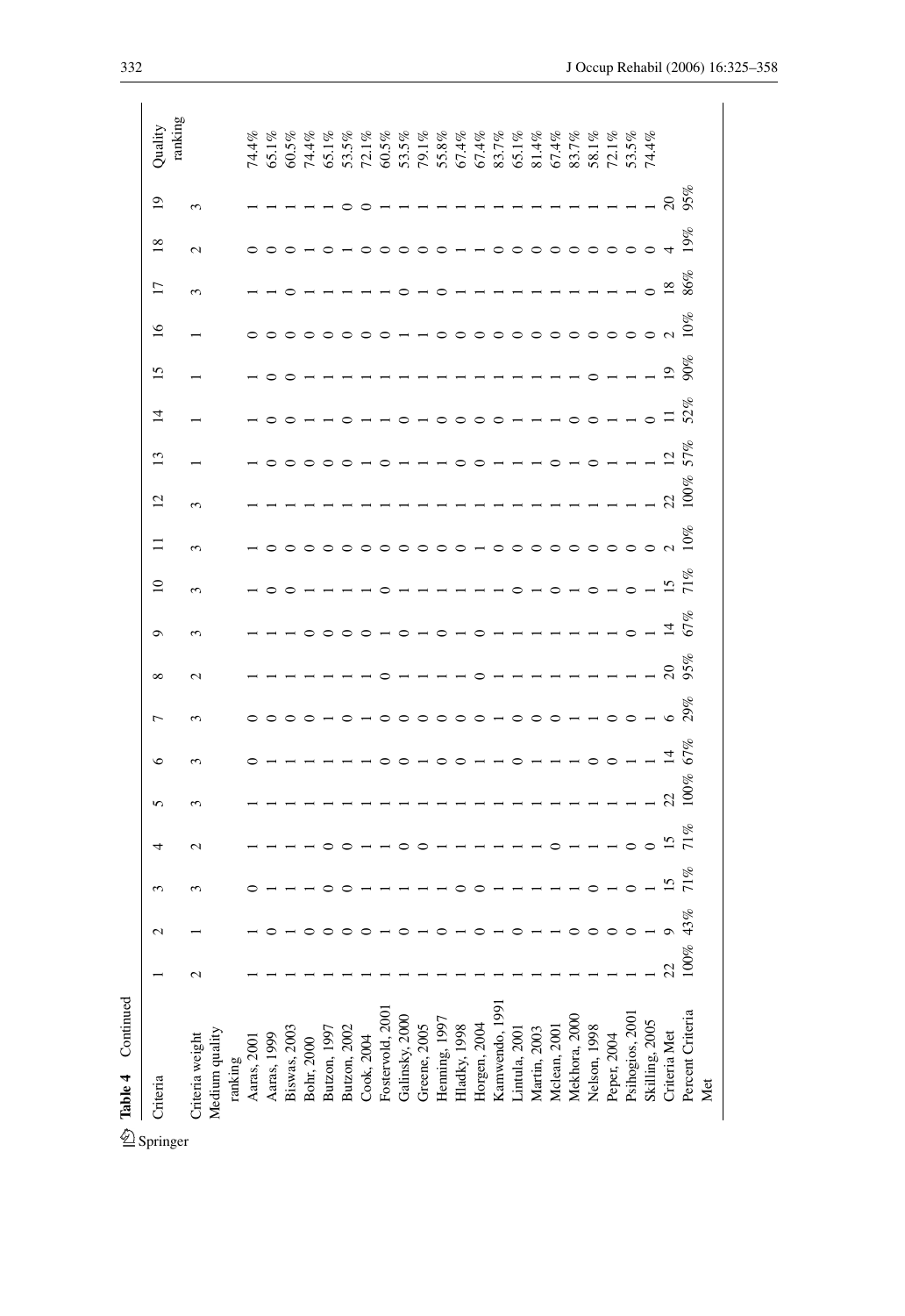**Table 4** Continued

| Criteria | 1 | 2 | 3 | 4 | 5 | 6 | 7 | 8 | 9 | 10 | 11 | 12 | 13 | 14 | 15 | 16 | 17 | 18 | 19 | Quality ranking |
|---|---|---|---|---|---|---|---|---|---|---|---|---|---|---|---|---|---|---|---|---|
| Criteria weight | 2 | 1 | 3 | 2 | 3 | 3 | 3 | 2 | 3 | 3 | 3 | 3 | 1 | 1 | 1 | 1 | 3 | 2 | 3 | |
| Medium quality ranking | | | | | | | | | | | | | | | | | | | | |
| Aaras, 2001 | 1 | 1 | 0 | 1 | 1 | 0 | 0 | 1 | 1 | 1 | 1 | 1 | 1 | 1 | 1 | 0 | 1 | 0 | 1 | 74.4% |
| Aaras, 1999 | 1 | 0 | 1 | 1 | 1 | 1 | 0 | 1 | 1 | 0 | 0 | 1 | 0 | 0 | 0 | 0 | 1 | 0 | 1 | 65.1% |
| Biswas, 2003 | 1 | 1 | 1 | 1 | 1 | 1 | 0 | 1 | 1 | 0 | 0 | 1 | 0 | 0 | 0 | 0 | 0 | 0 | 1 | 60.5% |
| Bohr, 2000 | 1 | 0 | 1 | 1 | 1 | 1 | 0 | 1 | 0 | 1 | 0 | 1 | 0 | 1 | 1 | 0 | 1 | 1 | 1 | 74.4% |
| Butzon, 1997 | 1 | 0 | 0 | 0 | 1 | 1 | 1 | 1 | 0 | 1 | 0 | 1 | 0 | 1 | 1 | 0 | 1 | 0 | 1 | 65.1% |
| Butzon, 2002 | 1 | 0 | 0 | 0 | 1 | 1 | 0 | 1 | 0 | 1 | 0 | 1 | 0 | 0 | 1 | 0 | 1 | 1 | 0 | 53.5% |
| Cook, 2004 | 1 | 0 | 1 | 1 | 1 | 1 | 1 | 1 | 0 | 1 | 0 | 1 | 1 | 1 | 1 | 0 | 1 | 0 | 0 | 72.1% |
| Fostervold, 2001 | 1 | 1 | 1 | 1 | 1 | 0 | 0 | 0 | 1 | 0 | 0 | 1 | 0 | 1 | 1 | 0 | 1 | 0 | 1 | 60.5% |
| Galinsky, 2000 | 1 | 0 | 1 | 0 | 1 | 0 | 0 | 1 | 0 | 1 | 0 | 1 | 1 | 0 | 1 | 1 | 0 | 0 | 1 | 53.5% |
| Greene, 2005 | 1 | 1 | 1 | 0 | 1 | 1 | 0 | 1 | 1 | 1 | 0 | 1 | 1 | 1 | 1 | 1 | 1 | 0 | 1 | 79.1% |
| Henning, 1997 | 1 | 0 | 1 | 1 | 1 | 0 | 0 | 1 | 0 | 1 | 0 | 1 | 1 | 0 | 1 | 0 | 0 | 0 | 1 | 55.8% |
| Hladky, 1998 | 1 | 1 | 0 | 1 | 1 | 0 | 0 | 1 | 1 | 1 | 0 | 1 | 0 | 0 | 1 | 0 | 1 | 1 | 1 | 67.4% |
| Horgen, 2004 | 1 | 0 | 0 | 1 | 1 | 1 | 0 | 0 | 0 | 1 | 1 | 1 | 0 | 0 | 1 | 0 | 1 | 1 | 1 | 67.4% |
| Kamwendo, 1991 | 1 | 1 | 1 | 1 | 1 | 1 | 1 | 1 | 1 | 1 | 0 | 1 | 1 | 0 | 1 | 0 | 1 | 0 | 1 | 83.7% |
| Lintula, 2001 | 1 | 0 | 1 | 1 | 1 | 0 | 0 | 1 | 1 | 0 | 0 | 1 | 1 | 1 | 1 | 0 | 1 | 0 | 1 | 65.1% |
| Martin, 2003 | 1 | 1 | 1 | 1 | 1 | 1 | 0 | 1 | 1 | 1 | 0 | 1 | 1 | 1 | 1 | 0 | 1 | 0 | 1 | 81.4% |
| Mclean, 2001 | 1 | 1 | 1 | 0 | 1 | 1 | 0 | 1 | 1 | 0 | 0 | 1 | 0 | 1 | 1 | 0 | 1 | 0 | 1 | 67.4% |
| Mekhora, 2000 | 1 | 0 | 1 | 1 | 1 | 1 | 1 | 1 | 1 | 1 | 0 | 1 | 1 | 0 | 1 | 0 | 1 | 0 | 1 | 83.7% |
| Nelson, 1998 | 1 | 0 | 0 | 1 | 1 | 0 | 1 | 1 | 1 | 0 | 0 | 1 | 0 | 0 | 0 | 0 | 1 | 0 | 1 | 58.1% |
| Peper, 2004 | 1 | 0 | 1 | 1 | 1 | 0 | 0 | 1 | 1 | 1 | 0 | 1 | 1 | 1 | 1 | 0 | 1 | 0 | 1 | 72.1% |
| Psihogios, 2001 | 1 | 0 | 0 | 0 | 1 | 1 | 0 | 1 | 0 | 0 | 0 | 1 | 1 | 1 | 1 | 0 | 1 | 0 | 1 | 53.5% |
| Skilling, 2005 | 1 | 1 | 1 | 0 | 1 | 1 | 1 | 1 | 1 | 1 | 0 | 1 | 1 | 0 | 1 | 0 | 0 | 0 | 1 | 74.4% |
| Criteria Met | 22 | 9 | 15 | 15 | 22 | 14 | 6 | 20 | 14 | 15 | 2 | 22 | 12 | 11 | 19 | 2 | 18 | 4 | 20 | |
| Percent Criteria Met | 100% | 43% | 71% | 71% | 100% | 67% | 29% | 95% | 67% | 71% | 10% | 100% | 57% | 52% | 90% | 10% | 86% | 19% | 95% | |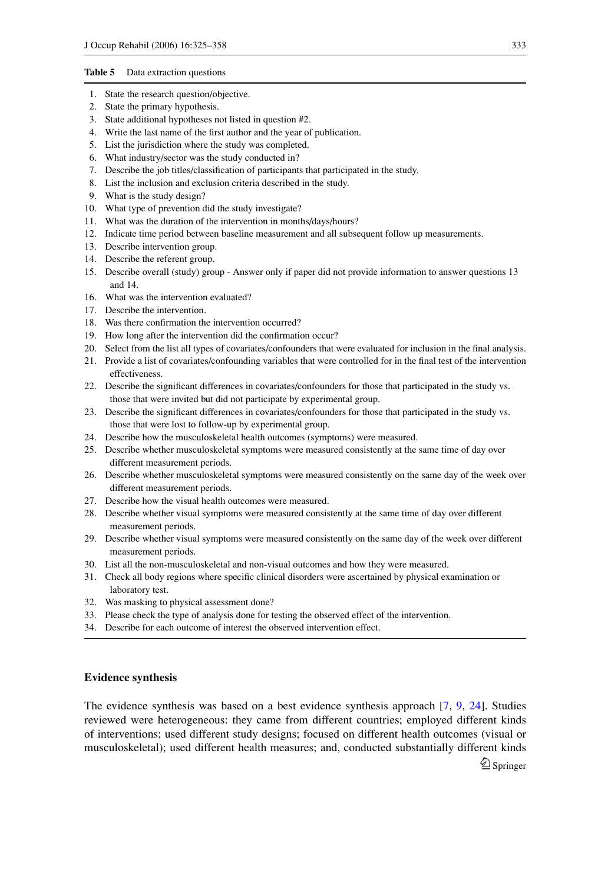**Table 5** Data extraction questions

1. State the research question/objective.
2. State the primary hypothesis.
3. State additional hypotheses not listed in question #2.
4. Write the last name of the first author and the year of publication.
5. List the jurisdiction where the study was completed.
6. What industry/sector was the study conducted in?
7. Describe the job titles/classification of participants that participated in the study.
8. List the inclusion and exclusion criteria described in the study.
9. What is the study design?
10. What type of prevention did the study investigate?
11. What was the duration of the intervention in months/days/hours?
12. Indicate time period between baseline measurement and all subsequent follow up measurements.
13. Describe intervention group.
14. Describe the referent group.
15. Describe overall (study) group - Answer only if paper did not provide information to answer questions 13 and 14.
16. What was the intervention evaluated?
17. Describe the intervention.
18. Was there confirmation the intervention occurred?
19. How long after the intervention did the confirmation occur?
20. Select from the list all types of covariates/confounders that were evaluated for inclusion in the final analysis.
21. Provide a list of covariates/confounding variables that were controlled for in the final test of the intervention effectiveness.
22. Describe the significant differences in covariates/confounders for those that participated in the study vs. those that were invited but did not participate by experimental group.
23. Describe the significant differences in covariates/confounders for those that participated in the study vs. those that were lost to follow-up by experimental group.
24. Describe how the musculoskeletal health outcomes (symptoms) were measured.
25. Describe whether musculoskeletal symptoms were measured consistently at the same time of day over different measurement periods.
26. Describe whether musculoskeletal symptoms were measured consistently on the same day of the week over different measurement periods.
27. Describe how the visual health outcomes were measured.
28. Describe whether visual symptoms were measured consistently at the same time of day over different measurement periods.
29. Describe whether visual symptoms were measured consistently on the same day of the week over different measurement periods.
30. List all the non-musculoskeletal and non-visual outcomes and how they were measured.
31. Check all body regions where specific clinical disorders were ascertained by physical examination or laboratory test.
32. Was masking to physical assessment done?
33. Please check the type of analysis done for testing the observed effect of the intervention.
34. Describe for each outcome of interest the observed intervention effect.

## Evidence synthesis

The evidence synthesis was based on a best evidence synthesis approach [7, 9, 24]. Studies reviewed were heterogeneous: they came from different countries; employed different kinds of interventions; used different study designs; focused on different health outcomes (visual or musculoskeletal); used different health measures; and, conducted substantially different kinds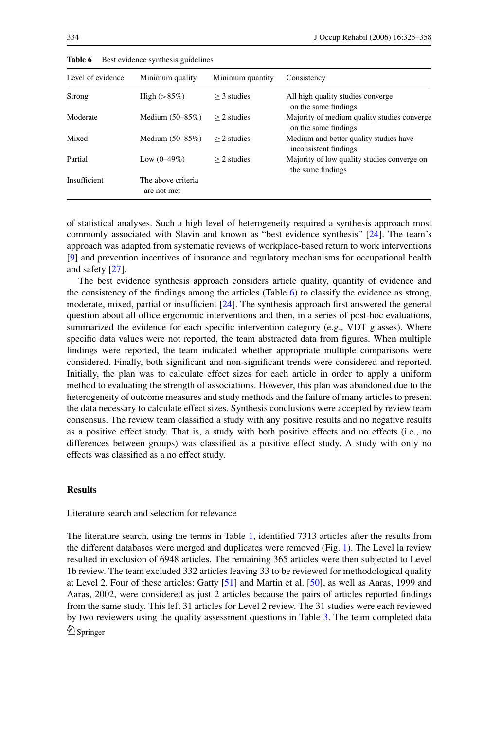**Table 6** Best evidence synthesis guidelines

| Level of evidence | Minimum quality | Minimum quantity | Consistency |
|---|---|---|---|
| Strong | High (>85%) | ≥ 3 studies | All high quality studies converge on the same findings |
| Moderate | Medium (50–85%) | ≥ 2 studies | Majority of medium quality studies converge on the same findings |
| Mixed | Medium (50–85%) | ≥ 2 studies | Medium and better quality studies have inconsistent findings |
| Partial | Low (0–49%) | ≥ 2 studies | Majority of low quality studies converge on the same findings |
| Insufficient | The above criteria are not met | | |

of statistical analyses. Such a high level of heterogeneity required a synthesis approach most commonly associated with Slavin and known as "best evidence synthesis" [24]. The team's approach was adapted from systematic reviews of workplace-based return to work interventions [9] and prevention incentives of insurance and regulatory mechanisms for occupational health and safety [27].

The best evidence synthesis approach considers article quality, quantity of evidence and the consistency of the findings among the articles (Table 6) to classify the evidence as strong, moderate, mixed, partial or insufficient [24]. The synthesis approach first answered the general question about all office ergonomic interventions and then, in a series of post-hoc evaluations, summarized the evidence for each specific intervention category (e.g., VDT glasses). Where specific data values were not reported, the team abstracted data from figures. When multiple findings were reported, the team indicated whether appropriate multiple comparisons were considered. Finally, both significant and non-significant trends were considered and reported. Initially, the plan was to calculate effect sizes for each article in order to apply a uniform method to evaluating the strength of associations. However, this plan was abandoned due to the heterogeneity of outcome measures and study methods and the failure of many articles to present the data necessary to calculate effect sizes. Synthesis conclusions were accepted by review team consensus. The review team classified a study with any positive results and no negative results as a positive effect study. That is, a study with both positive effects and no effects (i.e., no differences between groups) was classified as a positive effect study. A study with only no effects was classified as a no effect study.

## Results

### Literature search and selection for relevance

The literature search, using the terms in Table 1, identified 7313 articles after the results from the different databases were merged and duplicates were removed (Fig. 1). The Level la review resulted in exclusion of 6948 articles. The remaining 365 articles were then subjected to Level 1b review. The team excluded 332 articles leaving 33 to be reviewed for methodological quality at Level 2. Four of these articles: Gatty [51] and Martin et al. [50], as well as Aaras, 1999 and Aaras, 2002, were considered as just 2 articles because the pairs of articles reported findings from the same study. This left 31 articles for Level 2 review. The 31 studies were each reviewed by two reviewers using the quality assessment questions in Table 3. The team completed data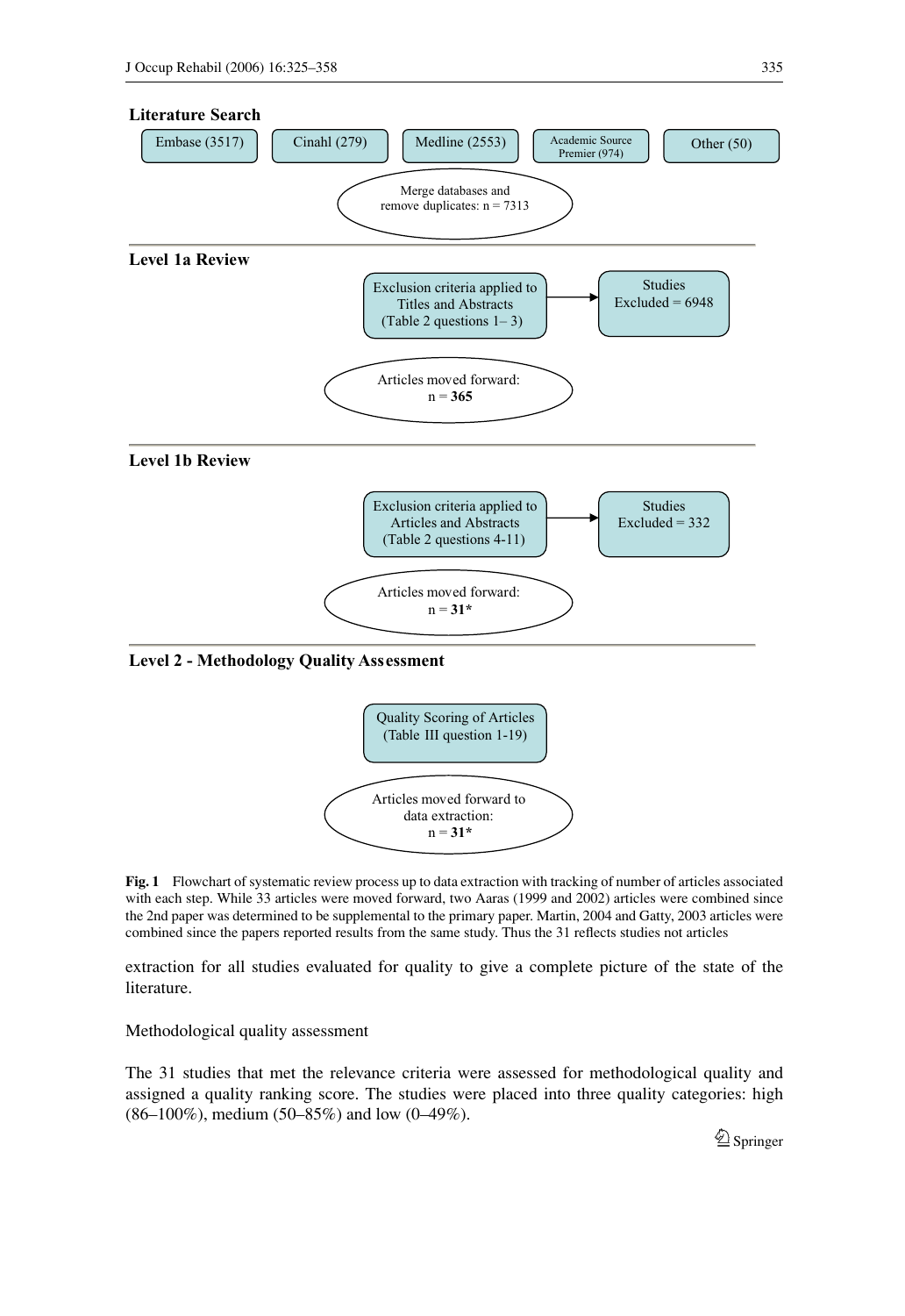**Literature Search**

Embase (3517) | Cinahl (279) | Medline (2553) | Academic Source Premier (974) | Other (50)

Merge databases and remove duplicates: n = 7313

**Level 1a Review**

Exclusion criteria applied to Titles and Abstracts (Table 2 questions 1– 3) → Studies Excluded = 6948

Articles moved forward: n = **365**

**Level 1b Review**

Exclusion criteria applied to Articles and Abstracts (Table 2 questions 4-11) → Studies Excluded = 332

Articles moved forward: n = **31***

**Level 2 - Methodology Quality Assessment**

Quality Scoring of Articles (Table III question 1-19)

Articles moved forward to data extraction: n = **31***

**Fig. 1** Flowchart of systematic review process up to data extraction with tracking of number of articles associated with each step. While 33 articles were moved forward, two Aaras (1999 and 2002) articles were combined since the 2nd paper was determined to be supplemental to the primary paper. Martin, 2004 and Gatty, 2003 articles were combined since the papers reported results from the same study. Thus the 31 reflects studies not articles

extraction for all studies evaluated for quality to give a complete picture of the state of the literature.

Methodological quality assessment

The 31 studies that met the relevance criteria were assessed for methodological quality and assigned a quality ranking score. The studies were placed into three quality categories: high (86–100%), medium (50–85%) and low (0–49%).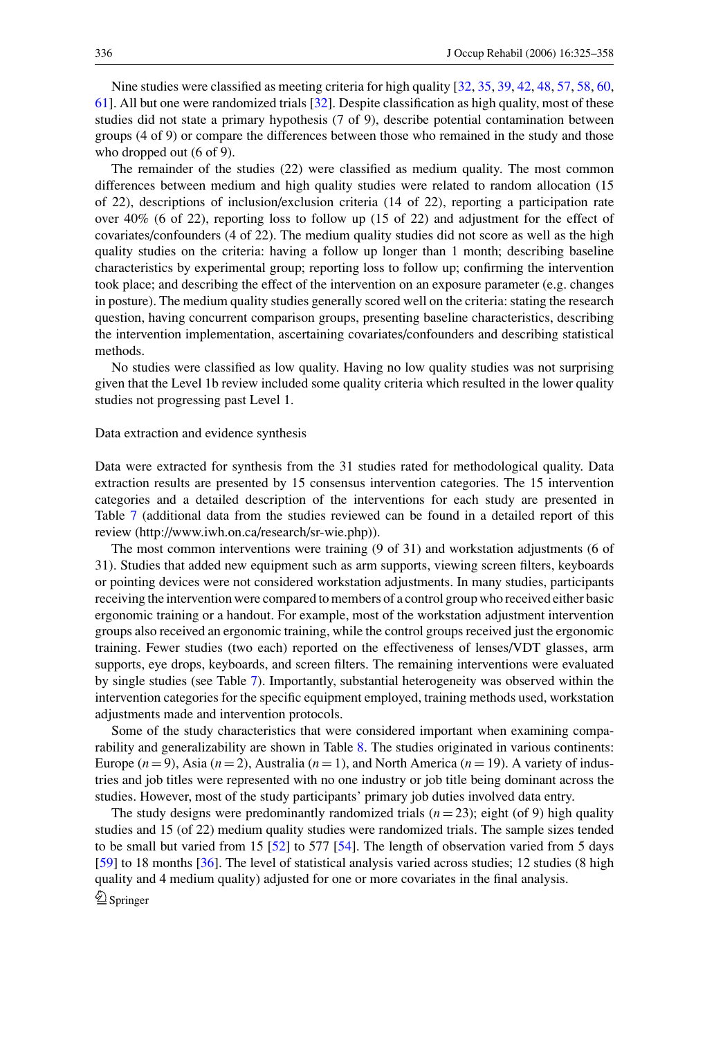Nine studies were classified as meeting criteria for high quality [32, 35, 39, 42, 48, 57, 58, 60, 61]. All but one were randomized trials [32]. Despite classification as high quality, most of these studies did not state a primary hypothesis (7 of 9), describe potential contamination between groups (4 of 9) or compare the differences between those who remained in the study and those who dropped out (6 of 9).

The remainder of the studies (22) were classified as medium quality. The most common differences between medium and high quality studies were related to random allocation (15 of 22), descriptions of inclusion/exclusion criteria (14 of 22), reporting a participation rate over 40% (6 of 22), reporting loss to follow up (15 of 22) and adjustment for the effect of covariates/confounders (4 of 22). The medium quality studies did not score as well as the high quality studies on the criteria: having a follow up longer than 1 month; describing baseline characteristics by experimental group; reporting loss to follow up; confirming the intervention took place; and describing the effect of the intervention on an exposure parameter (e.g. changes in posture). The medium quality studies generally scored well on the criteria: stating the research question, having concurrent comparison groups, presenting baseline characteristics, describing the intervention implementation, ascertaining covariates/confounders and describing statistical methods.

No studies were classified as low quality. Having no low quality studies was not surprising given that the Level 1b review included some quality criteria which resulted in the lower quality studies not progressing past Level 1.

## Data extraction and evidence synthesis

Data were extracted for synthesis from the 31 studies rated for methodological quality. Data extraction results are presented by 15 consensus intervention categories. The 15 intervention categories and a detailed description of the interventions for each study are presented in Table 7 (additional data from the studies reviewed can be found in a detailed report of this review (http://www.iwh.on.ca/research/sr-wie.php)).

The most common interventions were training (9 of 31) and workstation adjustments (6 of 31). Studies that added new equipment such as arm supports, viewing screen filters, keyboards or pointing devices were not considered workstation adjustments. In many studies, participants receiving the intervention were compared to members of a control group who received either basic ergonomic training or a handout. For example, most of the workstation adjustment intervention groups also received an ergonomic training, while the control groups received just the ergonomic training. Fewer studies (two each) reported on the effectiveness of lenses/VDT glasses, arm supports, eye drops, keyboards, and screen filters. The remaining interventions were evaluated by single studies (see Table 7). Importantly, substantial heterogeneity was observed within the intervention categories for the specific equipment employed, training methods used, workstation adjustments made and intervention protocols.

Some of the study characteristics that were considered important when examining comparability and generalizability are shown in Table 8. The studies originated in various continents: Europe ($n = 9$), Asia ($n = 2$), Australia ($n = 1$), and North America ($n = 19$). A variety of industries and job titles were represented with no one industry or job title being dominant across the studies. However, most of the study participants' primary job duties involved data entry.

The study designs were predominantly randomized trials ($n = 23$); eight (of 9) high quality studies and 15 (of 22) medium quality studies were randomized trials. The sample sizes tended to be small but varied from 15 [52] to 577 [54]. The length of observation varied from 5 days [59] to 18 months [36]. The level of statistical analysis varied across studies; 12 studies (8 high quality and 4 medium quality) adjusted for one or more covariates in the final analysis.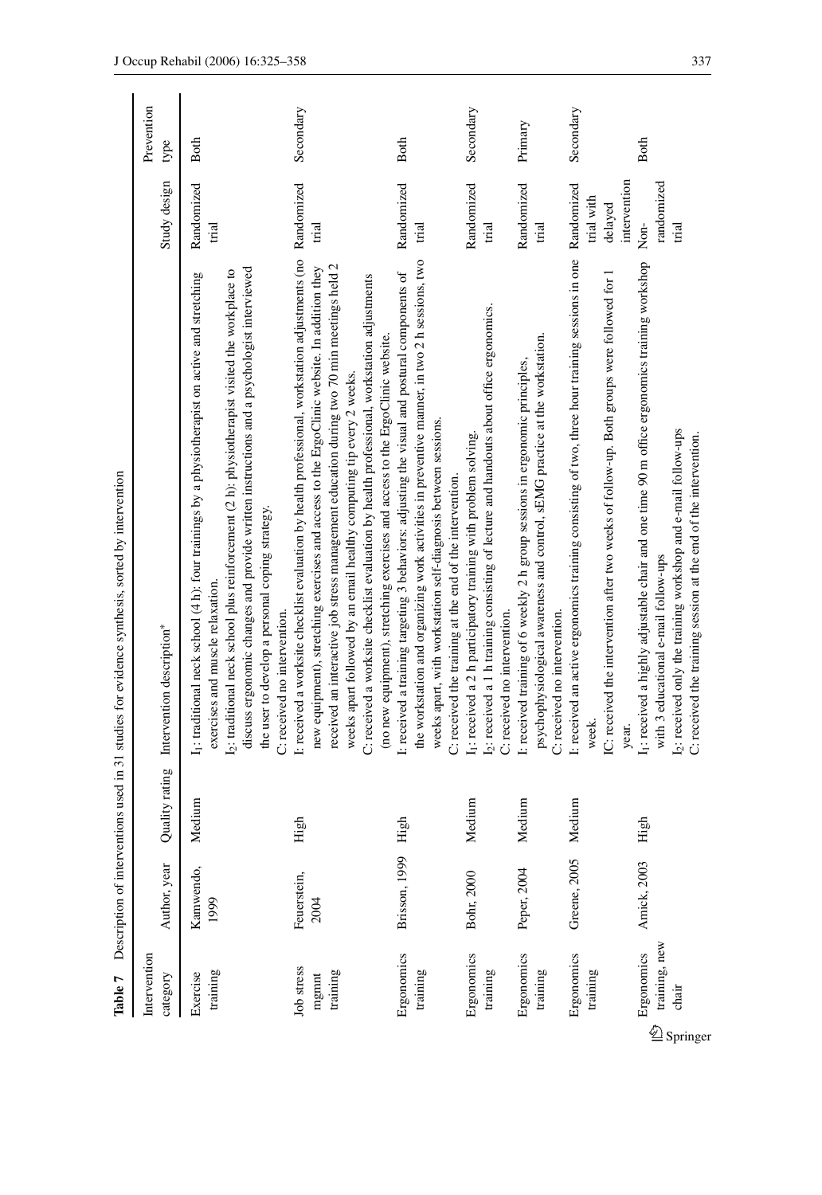**Table 7** Description of interventions used in 31 studies for evidence synthesis, sorted by intervention

| Intervention category | Author, year | Quality rating | Intervention description* | Study design | Prevention type |
|---|---|---|---|---|---|
| Exercise training | Kamwendo, 1999 | Medium | $I_1$: traditional neck school (4 h): four trainings by a physiotherapist on active and stretching exercises and muscle relaxation.<br>$I_2$: traditional neck school plus reinforcement (2 h): physiotherapist visited the workplace to discuss ergonomic changes and provide written instructions and a psychologist interviewed the user to develop a personal coping strategy.<br>C: received no intervention. | Randomized trial | Both |
| Job stress mgmt training | Feuerstein, 2004 | High | I: received a worksite checklist evaluation by health professional, workstation adjustments (no new equipment), stretching exercises and access to the ErgoClinic website. In addition they received an interactive job stress management education during two 70 min meetings held 2 weeks apart followed by an email healthy computing tip every 2 weeks.<br>C: received a worksite checklist evaluation by health professional, workstation adjustments (no new equipment), stretching exercises and access to the ErgoClinic website. | Randomized trial | Secondary |
| Ergonomics training | Brisson, 1999 | High | I: received a training targeting 3 behaviors: adjusting the visual and postural components of the workstation and organizing work activities in preventive manner, in two 2 h sessions, two weeks apart, with workstation self-diagnosis between sessions.<br>C: received the training at the end of the intervention. | Randomized trial | Both |
| Ergonomics training | Bohr, 2000 | Medium | $I_1$: received a 2 h participatory training with problem solving.<br>$I_2$: received a 1 h training consisting of lecture and handouts about office ergonomics.<br>C: received no intervention. | Randomized trial | Secondary |
| Ergonomics training | Peper, 2004 | Medium | I: received training of 6 weekly 2 h group sessions in ergonomic principles, psychophysiological awareness and control, sEMG practice at the workstation.<br>C: received no intervention. | Randomized trial | Primary |
| Ergonomics training | Greene, 2005 | Medium | I: received an active ergonomics training consisting of two, three hour training sessions in one week.<br>IC: received the intervention after two weeks of follow-up. Both groups were followed for 1 year. | Randomized trial with delayed intervention | Secondary |
| Ergonomics training, new chair | Amick, 2003 | High | $I_1$: received a highly adjustable chair and one time 90 m office ergonomics training workshop with 3 educational e-mail follow-ups<br>$I_2$: received only the training workshop and e-mail follow-ups<br>C: received the training session at the end of the intervention. | Non-randomized trial | Both |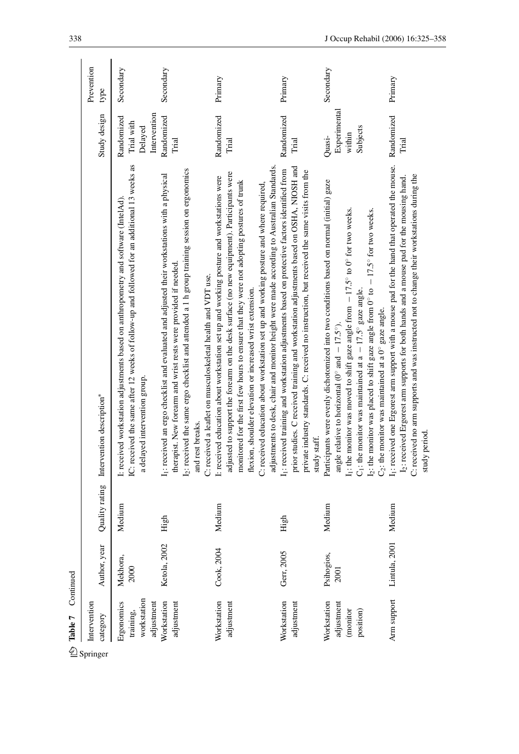**Table 7** Continued

| Intervention category | Author, year | Quality rating | Intervention description* | Study design | Prevention type |
|---|---|---|---|---|---|
| Ergonomics training, workstation adjustment | Mekhora, 2000 | Medium | I: received workstation adjustments based on anthropometry and software (IntelAd). IC: received the same after 12 weeks of follow-up and followed for an additional 13 weeks as a delayed intervention group. | Randomized Trial with Delayed Intervention | Secondary |
| Workstation adjustment | Ketola, 2002 | High | $I_1$: received an ergo checklist and evaluated and adjusted their workstations with a physical therapist. New forearm and wrist rests were provided if needed. $I_2$: received the same ergo checklist and attended a 1 h group training session on ergonomics and rest breaks. C: received a leaflet on musculoskeletal health and VDT use. | Randomized Trial | Secondary |
| Workstation adjustment | Cook, 2004 | Medium | I: received education about workstation set up and working posture and workstations were adjusted to support the forearm on the desk surface (no new equipment). Participants were monitored for the first few hours to ensure that they were not adopting postures of trunk flexion, shoulder elevation or increased wrist extension. C: received education about workstation set up and working posture and where required, adjustments to desk, chair and monitor height were made according to Australian Standards. | Randomized Trial | Primary |
| Workstation adjustment | Gerr, 2005 | High | $I_1$: received training and workstation adjustments based on protective factors identified from prior studies. C received training and workstation adjustments based on OSHA, NIOSH and private industry standards. C: received no instruction, but received the same visits from the study staff. | Randomized Trial | Primary |
| Workstation adjustment (monitor position) | Psihogios, 2001 | Medium | Participants were evenly dichotomized into two conditions based on normal (initial) gaze angle relative to horizontal (0° and − 17.5°). $I_1$: the monitor was moved to shift gaze angle from − 17.5° to 0° for two weeks. $C_1$: the monitor was maintained at a − 17.5° gaze angle. $I_2$: the monitor was placed to shift gaze angle from 0° to − 17.5° for two weeks. $C_2$: the monitor was maintained at a 0° gaze angle. | Quasi-Experimental within Subjects | Secondary |
| Arm support | Lintula, 2001 | Medium | $I_1$: received one Ergorest arm support with a mouse pad for the hand that operated the mouse. $I_2$: received Ergorest arm supports for both hands and a mouse pad for the mousing hand. C: received no arm supports and was instructed not to change their workstations during the study period. | Randomized Trial | Primary |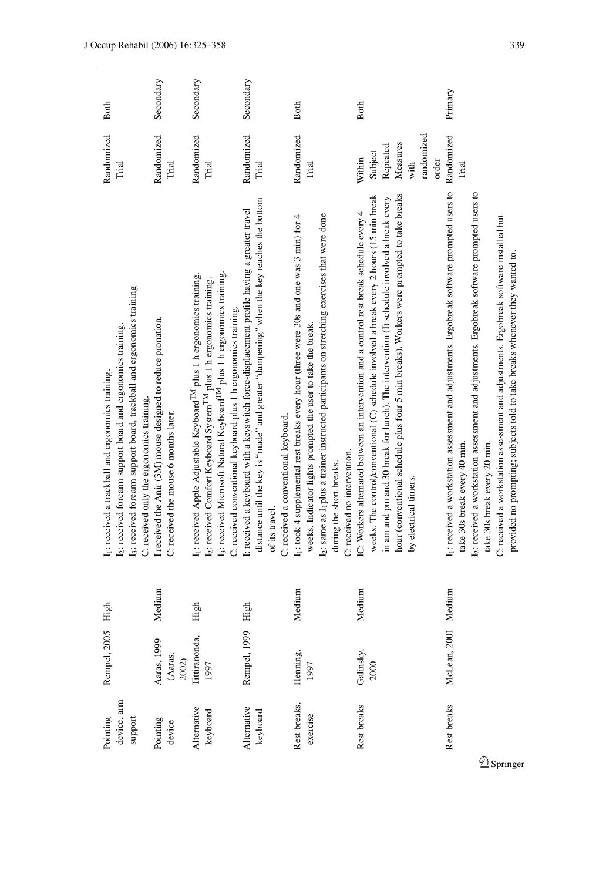| Pointing device, arm support | Rempel, 2005 | High | $I_1$: received a trackball and ergonomics training.<br>$I_2$: received forearm support board and ergonomics training.<br>$I_3$: received forearm support board, trackball and ergonomics training<br>C: received only the ergonomics training. | Randomized Trial | Both |
|---|---|---|---|---|---|
| Pointing device | Aaras, 1999 (Aaras, 2002) | Medium | I received the Anir (3M) mouse designed to reduce pronation.<br>C: received the mouse 6 months later. | Randomized Trial | Secondary |
| Alternative keyboard | Tittiranonda, 1997 | High | $I_1$: received Apple Adjustable Keyboard™ plus 1 h ergonomics training.<br>$I_2$: received Comfort Keyboard System™ plus 1 h ergonomics training.<br>$I_3$: received Microsoft Natural Keyboard™ plus 1 h ergonomics training.<br>C: received conventional keyboard plus 1 h ergonomics training. | Randomized Trial | Secondary |
| Alternative keyboard | Rempel, 1999 | High | I: received a keyboard with a keyswitch force-displacement profile having a greater travel distance until the key is "made" and greater "dampening" when the key reaches the bottom of its travel.<br>C: received a conventional keyboard. | Randomized Trial | Secondary |
| Rest breaks, exercise | Henning, 1997 | Medium | $I_1$: took 4 supplemental rest breaks every hour (three were 30s and one was 3 min) for 4 weeks. Indicator lights prompted the user to take the break.<br>$I_2$: same as $I_1$ plus a trainer instructed participants on stretching exercises that were done during the short breaks.<br>C: received no intervention. | Randomized Trial | Both |
| Rest breaks | Galinsky, 2000 | Medium | IC: Workers alternated between an intervention and a control rest break schedule every 4 weeks. The control/conventional (C) schedule involved a break every 2 hours (15 min break in am and pm and 30 break for lunch). The intervention (I) schedule involved a break every hour (conventional schedule plus four 5 min breaks). Workers were prompted to take breaks by electrical timers. | Within Subject Repeated Measures with randomized order | Both |
| Rest breaks | McLean, 2001 | Medium | $I_1$: received a workstation assessment and adjustments. Ergobreak software prompted users to take 30s break every 40 min.<br>$I_2$: received a workstation assessment and adjustments. Ergobreak software prompted users to take 30s break every 20 min.<br>C: received a workstation assessment and adjustments. Ergobreak software installed but provided no prompting; subjects told to take breaks whenever they wanted to. | Randomized Trial | Primary |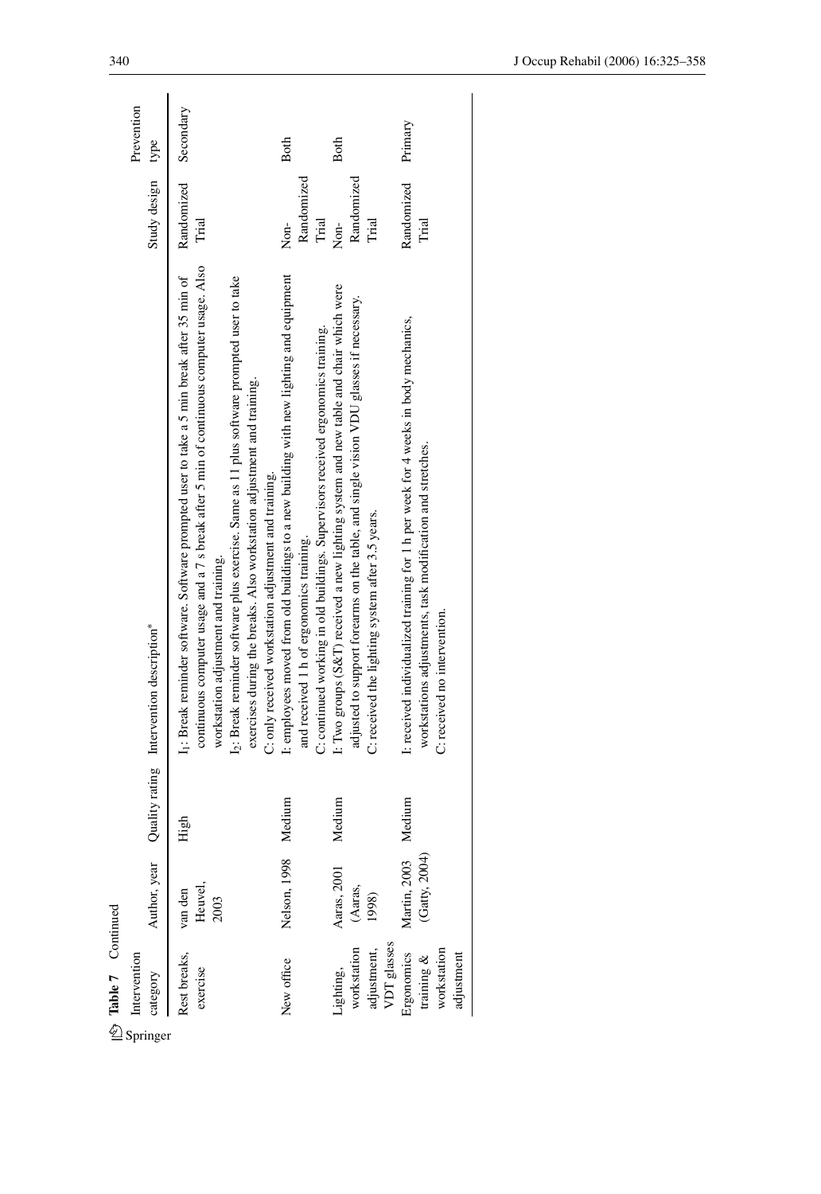**Table 7** Continued

| Intervention category | Author, year | Quality rating | Intervention description* | Study design | Prevention type |
|---|---|---|---|---|---|
| Rest breaks, exercise | van den Heuvel, 2003 | High | $I_1$: Break reminder software. Software prompted user to take a 5 min break after 35 min of continuous computer usage and a 7 s break after 5 min of continuous computer usage. Also workstation adjustment and training. $I_2$: Break reminder software plus exercise. Same as I1 plus software prompted user to take exercises during the breaks. Also workstation adjustment and training. C: only received workstation adjustment and training. | Randomized Trial | Secondary |
| New office | Nelson, 1998 | Medium | I: employees moved from old buildings to a new building with new lighting and equipment and received 1 h of ergonomics training. C: continued working in old buildings. Supervisors received ergonomics training. | Non-Randomized Trial | Both |
| Lighting, workstation adjustment, VDT glasses | Aaras, 2001 (Aaras, 1998) | Medium | I: Two groups (S&T) received a new lighting system and new table and chair which were adjusted to support forearms on the table, and single vision VDU glasses if necessary. C: received the lighting system after 3.5 years. | Non-Randomized Trial | Both |
| Ergonomics training & workstation adjustment | Martin, 2003 (Gatty, 2004) | Medium | I: received individualized training for 1 h per week for 4 weeks in body mechanics, workstations adjustments, task modification and stretches. C: received no intervention. | Randomized Trial | Primary |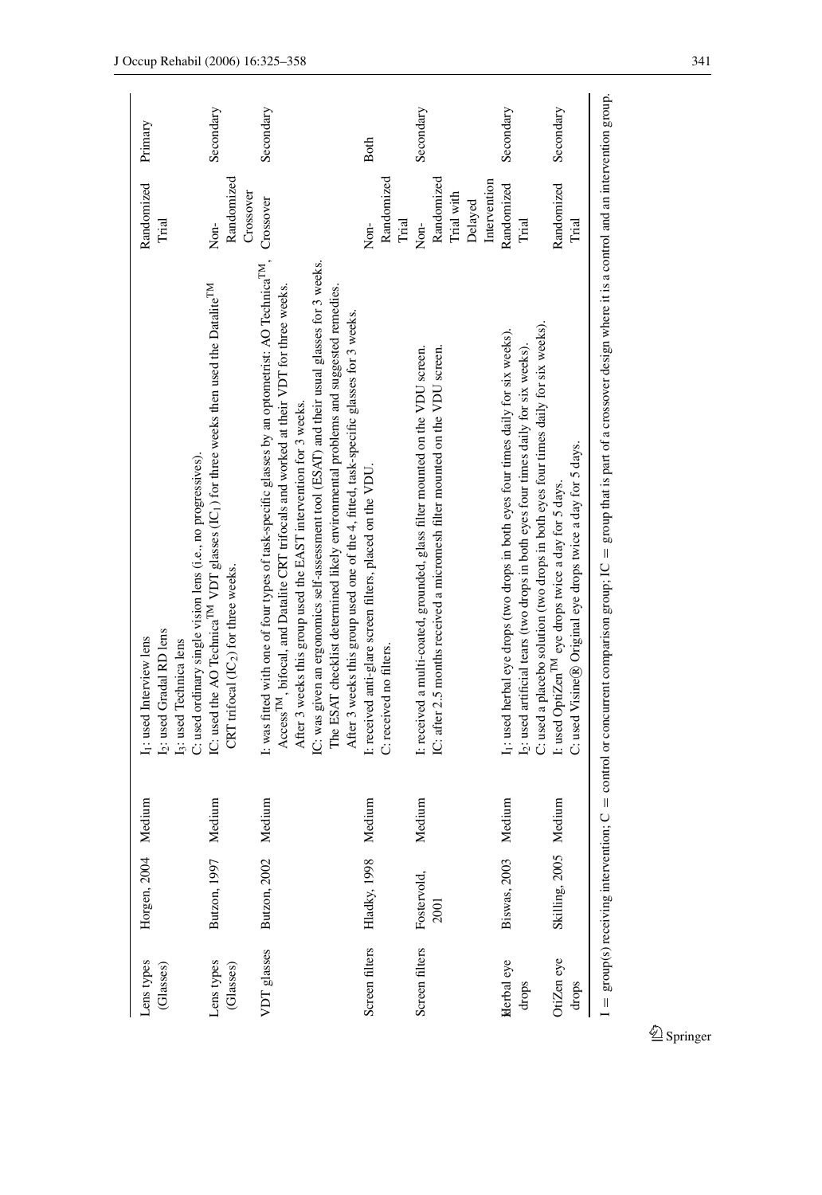| Lens types (Glasses) | Horgen, 2004 | Medium | $I_1$: used Interview lens<br>$I_2$: used Gradal RD lens<br>$I_3$: used Technica lens<br>C: used ordinary single vision lens (i.e., no progressives). | Randomized Trial | Primary |
|---|---|---|---|---|---|
| Lens types (Glasses) | Butzon, 1997 | Medium | IC: used the AO Technica™ VDT glasses ($IC_1$) for three weeks then used the Datalite™ CRT trifocal ($IC_2$) for three weeks. | Non-Randomized Crossover | Secondary |
| VDT glasses | Butzon, 2002 | Medium | I: was fitted with one of four types of task-specific glasses by an optometrist: AO Technica™, Access™, bifocal, and Datalite CRT trifocals and worked at their VDT for three weeks. After 3 weeks this group used the EAST intervention for 3 weeks.<br>IC: was given an ergonomics self-assessment tool (ESAT) and their usual glasses for 3 weeks. The ESAT checklist determined likely environmental problems and suggested remedies. After 3 weeks this group used one of the 4, fitted, task-specific glasses for 3 weeks. | Crossover | Secondary |
| Screen filters | Hladky, 1998 | Medium | I: received anti-glare screen filters, placed on the VDU.<br>C: received no filters. | Non-Randomized Trial | Both |
| Screen filters | Fostervold, 2001 | Medium | I: received a multi-coated, grounded, glass filter mounted on the VDU screen.<br>IC: after 2.5 months received a micromesh filter mounted on the VDU screen. | Non-Randomized Trial with Delayed Intervention | Secondary |
| Herbal eye drops | Biswas, 2003 | Medium | $I_1$: used herbal eye drops (two drops in both eyes four times daily for six weeks).<br>$I_2$: used artificial tears (two drops in both eyes four times daily for six weeks).<br>C: used a placebo solution (two drops in both eyes four times daily for six weeks). | Randomized Trial | Secondary |
| OtiZen eye drops | Skilling, 2005 | Medium | I: used OptiZen™ eye drops twice a day for 5 days.<br>C: used Visine® Original eye drops twice a day for 5 days. | Randomized Trial | Secondary |

I = group(s) receiving intervention; C = control or concurrent comparison group; IC = group that is part of a crossover design where it is a control and an intervention group.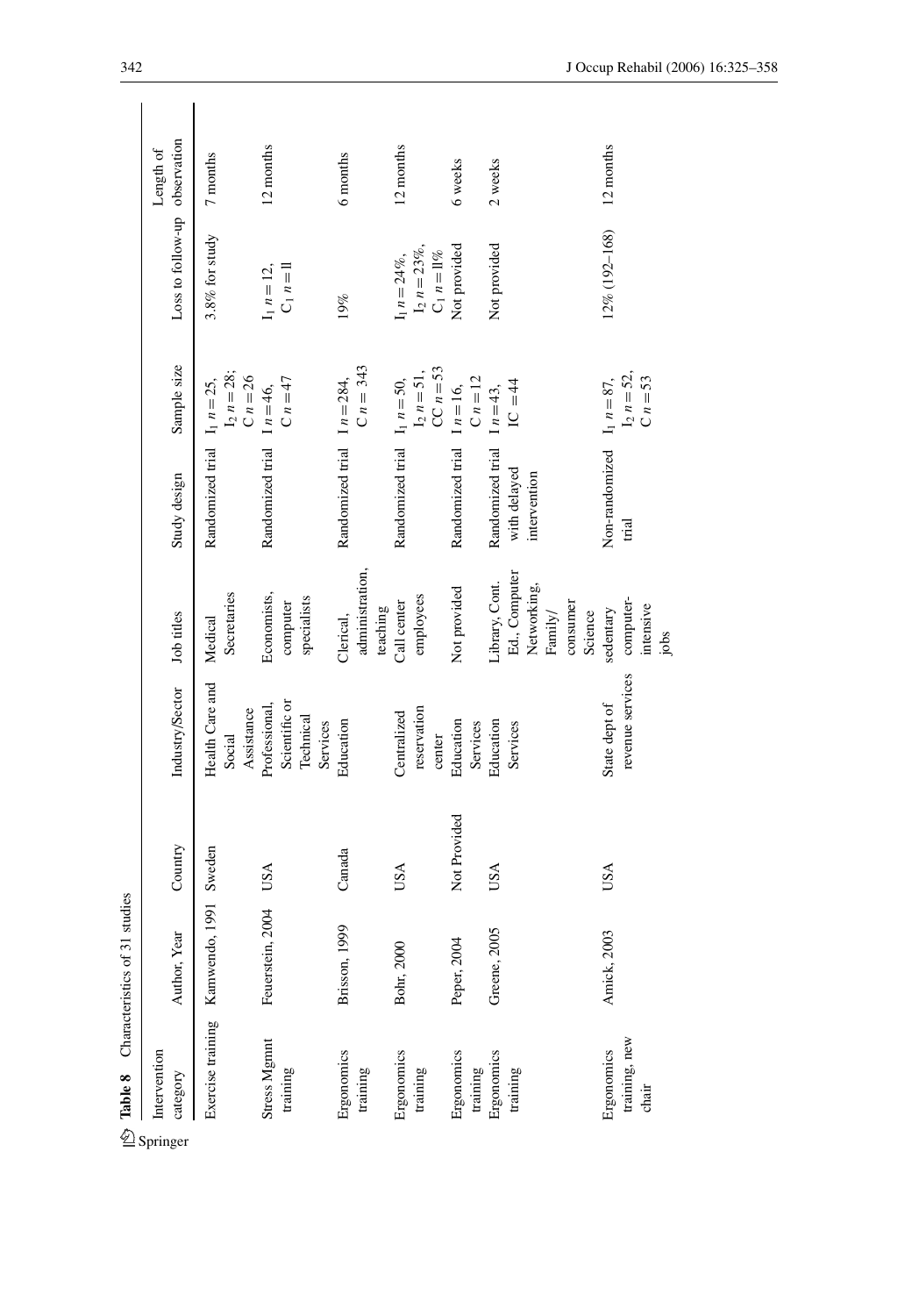**Table 8** Characteristics of 31 studies

| Intervention category | Author, Year | Country | Industry/Sector | Job titles | Study design | Sample size | Loss to follow-up | Length of observation |
|---|---|---|---|---|---|---|---|---|
| Exercise training | Kamwendo, 1991 | Sweden | Health Care and Social Assistance | Medical Secretaries | Randomized trial | $I_1$ $n = 25$, $I_2$ $n = 28$; C $n = 26$ | 3.8% for study | 7 months |
| Stress Mgmnt training | Feuerstein, 2004 | USA | Professional, Scientific or Technical Services | Economists, computer specialists | Randomized trial | I $n = 46$, C $n = 47$ | $I_1$ $n = 12$, $C_1$ $n = 11$ | 12 months |
| Ergonomics training | Brisson, 1999 | Canada | Education | Clerical, administration, teaching | Randomized trial | I $n = 284$, C $n = 343$ | 19% | 6 months |
| Ergonomics training | Bohr, 2000 | USA | Centralized reservation center | Call center employees | Randomized trial | $I_1$ $n = 50$, $I_2$ $n = 51$, CC $n = 53$ | $I_1$ $n = 24\%$, $I_2$ $n = 23\%$, $C_1$ $n = 11\%$ | 12 months |
| Ergonomics training | Peper, 2004 | Not Provided | Education Services | Not provided | Randomized trial | I $n = 16$, C $n = 12$ | Not provided | 6 weeks |
| Ergonomics training | Greene, 2005 | USA | Education Services | Library, Cont. Ed., Computer Networking, Family/ consumer Science | Randomized trial with delayed intervention | I $n = 43$, IC $= 44$ | Not provided | 2 weeks |
| Ergonomics training, new chair | Amick, 2003 | USA | State dept of revenue services | sedentary computer-intensive jobs | Non-randomized trial | $I_1$ $n = 87$, $I_2$ $n = 52$, C $n = 53$ | 12% (192–168) | 12 months |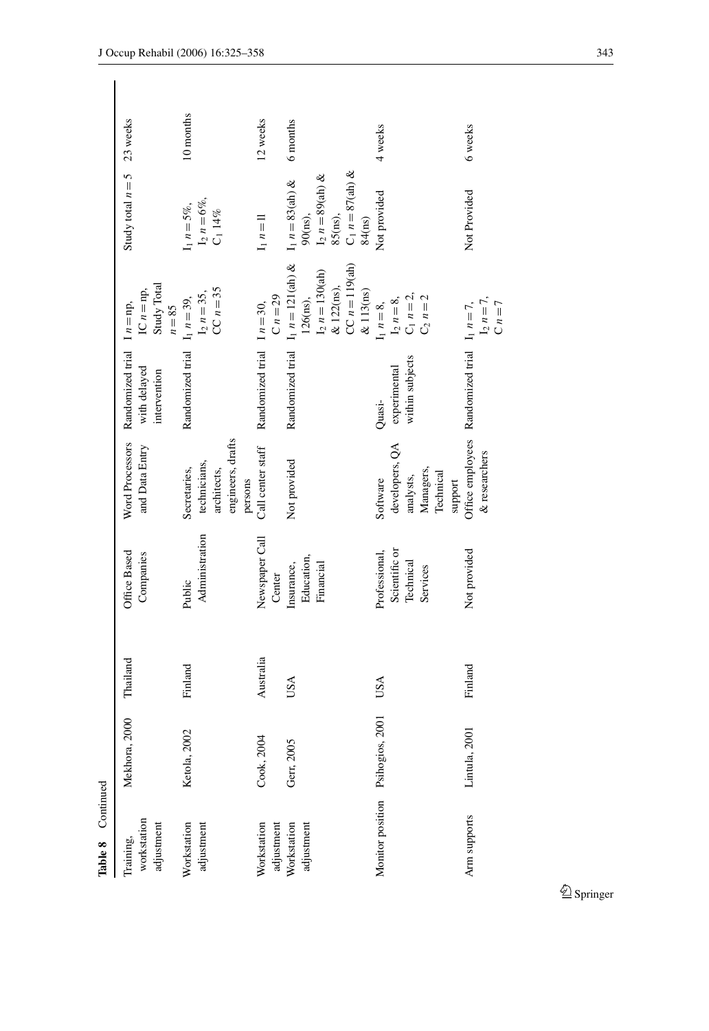**Table 8** Continued

| | | | | | | | | |
|---|---|---|---|---|---|---|---|---|
| Training, workstation adjustment | Mekhora, 2000 | Thailand | Office Based Companies | Word Processors and Data Entry | Randomized trial with delayed intervention | I $n$ = np, IC $n$ = np, Study Total $n$ = 85 | Study total $n$ = 5 | 23 weeks |
| Workstation adjustment | Ketola, 2002 | Finland | Public Administration | Secretaries, technicians, architects, engineers, drafts persons | Randomized trial | $I_1$ $n$ = 39, $I_2$ $n$ = 35, CC $n$ = 35 | $I_1$ $n$ = 5%, $I_2$ $n$ = 6%, $C_1$ 14% | 10 months |
| Workstation adjustment | Cook, 2004 | Australia | Newspaper Call Center | Call center staff | Randomized trial | I $n$ = 30, C $n$ = 29 | $I_1$ $n$ = ll | 12 weeks |
| Workstation adjustment | Gerr, 2005 | USA | Insurance, Education, Financial | Not provided | Randomized trial | $I_1$ $n$ = 121(ah) & 126(ns), $I_2$ $n$ = 130(ah) & 122(ns), CC $n$ = 119(ah) & 113(ns) | $I_1$ $n$ = 83(ah) & 90(ns), $I_2$ $n$ = 89(ah) & 85(ns), $C_1$ $n$ = 87(ah) & 84(ns) | 6 months |
| Monitor position | Psihogios, 2001 | USA | Professional, Scientific or Technical Services | Software developers, QA analysts, Managers, Technical support | Quasi-experimental within subjects | $I_1$ $n$ = 8, $I_2$ $n$ = 8, $C_1$ $n$ = 2, $C_2$ $n$ = 2 | Not provided | 4 weeks |
| Arm supports | Lintula, 2001 | Finland | Not provided | Office employees & researchers | Randomized trial | $I_1$ $n$ = 7, $I_2$ $n$ = 7, C $n$ = 7 | Not Provided | 6 weeks |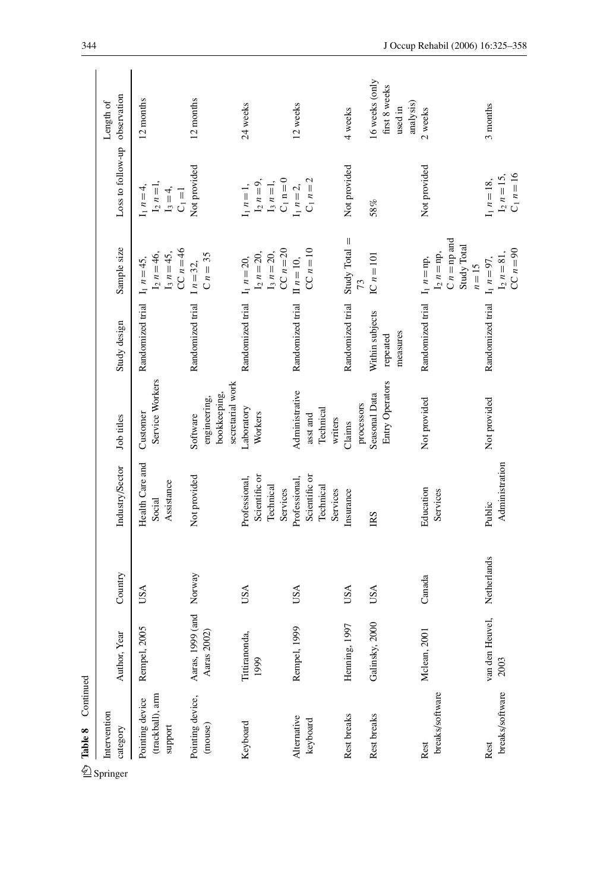**Table 8** Continued

| Intervention category | Author, Year | Country | Industry/Sector | Job titles | Study design | Sample size | Loss to follow-up | Length of observation |
|---|---|---|---|---|---|---|---|---|
| Pointing device (trackball), arm support | Rempel, 2005 | USA | Health Care and Social Assistance | Customer Service Workers | Randomized trial | $I_1$ $n=45$, $I_2$ $n=46$, $I_3$ $n=45$, CC $n=46$ | $I_1$ $n=4$, $I_2$ $n=1$, $I_3=4$, $C_1=1$ | 12 months |
| Pointing device, (mouse) | Aaras, 1999 (and Aaras 2002) | Norway | Not provided | Software engineering, bookkeeping, secretarial work | Randomized trial | I $n=32$, C $n=35$ | Not provided | 12 months |
| Keyboard | Tittiranonda, 1999 | USA | Professional, Scientific or Technical Services | Laboratory Workers | Randomized trial | $I_1$ $n=20$, $I_2$ $n=20$, $I_3$ $n=20$, CC $n=20$ | $I_1$ $n=1$, $I_2$ $n=9$, $I_3$ $n=1$, $C_1$ n = 0 | 24 weeks |
| Alternative keyboard | Rempel, 1999 | USA | Professional, Scientific or Technical Services | Administrative asst and Technical writers | Randomized trial | II $n=10$, CC $n=10$ | $I_1$ $n=2$, $C_1$ $n=2$ | 12 weeks |
| Rest breaks | Henning, 1997 | USA | Insurance | Claims processors | Randomized trial | Study Total = 73 | Not provided | 4 weeks |
| Rest breaks | Galinsky, 2000 | USA | IRS | Seasonal Data Entry Operators | Within subjects repeated measures | IC $n=101$ | 58% | 16 weeks (only first 8 weeks used in analysis) |
| Rest breaks/software | Mclean, 2001 | Canada | Education Services | Not provided | Randomized trial | $I_1$ $n=$np, $I_2$ $n=$np, C $n=$np and Study Total $n=15$ | Not provided | 2 weeks |
| Rest breaks/software | van den Heuvel, 2003 | Netherlands | Public Administration | Not provided | Randomized trial | $I_1$ $n=97$, $I_2$ $n=81$, CC $n=90$ | $I_1$ $n=18$, $I_2$ $n=15$, $C_1$ $n=16$ | 3 months |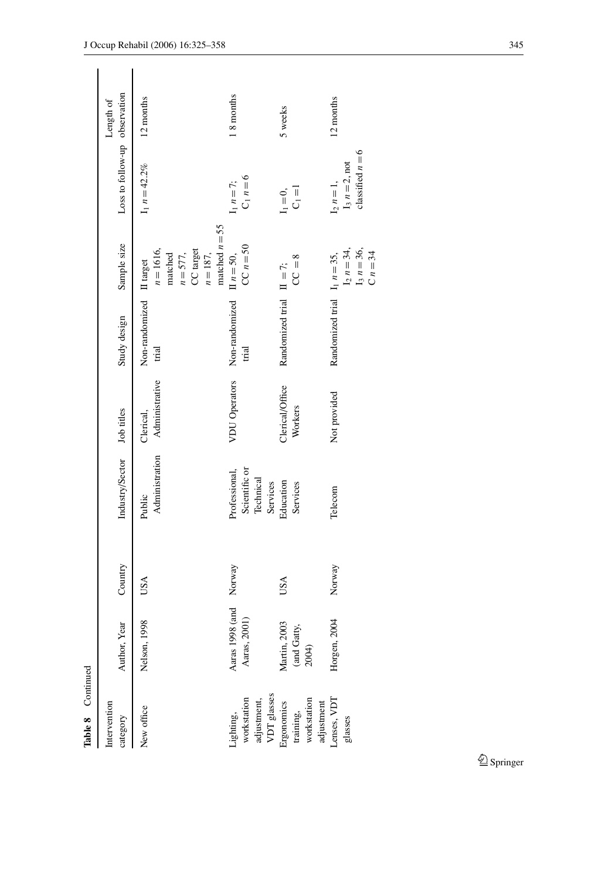**Table 8** Continued

| Intervention category | Author, Year | Country | Industry/Sector | Job titles | Study design | Sample size | Loss to follow-up | Length of observation |
|---|---|---|---|---|---|---|---|---|
| New office | Nelson, 1998 | USA | Public Administration | Clerical, Administrative | Non-randomized trial | II target $n = 1616$, matched $n = 577$, CC target $n = 187$, matched $n = 55$ | $I_1$ $n = 42.2\%$ | 12 months |
| Lighting, workstation adjustment, VDT glasses | Aaras 1998 (and Aaras, 2001) | Norway | Professional, Scientific or Technical Services | VDU Operators | Non-randomized trial | II $n = 50$, CC $n = 50$ | $I_1$ $n = 7$; $C_1$ $n = 6$ | 1 8 months |
| Ergonomics training, workstation adjustment | Martin, 2003 (and Gatty, 2004) | USA | Education Services | Clerical/Office Workers | Randomized trial | II $= 7$; CC $= 8$ | $I_1 = 0$, $C_1 = 1$ | 5 weeks |
| Lenses, VDT glasses | Horgen, 2004 | Norway | Telecom | Not provided | Randomized trial | $I_1$ $n = 35$, $I_2$ $n = 34$, $I_3$ $n = 36$, C $n = 34$ | $I_2$ $n = 1$, $I_3$ $n = 2$, not classified $n = 6$ | 12 months |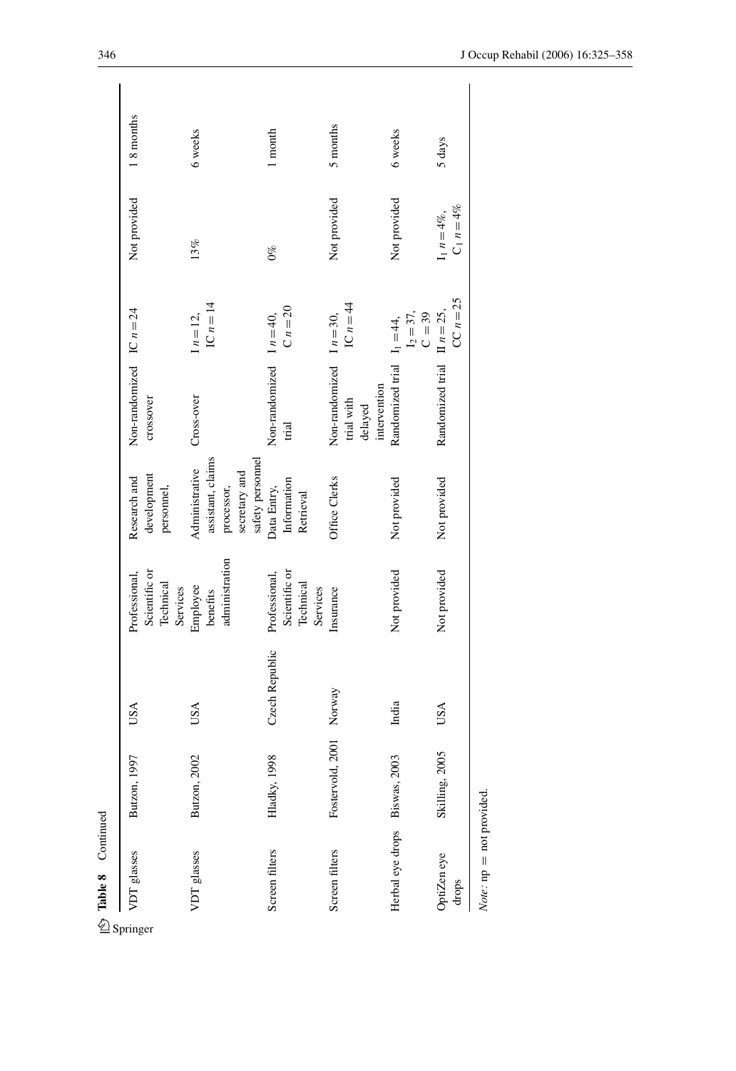**Table 8** Continued

| | | | | | | | | |
|---|---|---|---|---|---|---|---|---|
| VDT glasses | Butzon, 1997 | USA | Professional, Scientific or Technical Services | Research and development personnel, | Non-randomized crossover | IC $n = 24$ | Not provided | 1 8 months |
| VDT glasses | Butzon, 2002 | USA | Employee benefits administration | Administrative assistant, claims processor, secretary and safety personnel | Cross-over | I $n = 12$, IC $n = 14$ | 13% | 6 weeks |
| Screen filters | Hladky, 1998 | Czech Republic | Professional, Scientific or Technical Services | Data Entry, Information Retrieval | Non-randomized trial | I $n = 40$, C $n = 20$ | 0% | 1 month |
| Screen filters | Fostervold, 2001 | Norway | Insurance | Office Clerks | Non-randomized trial with delayed intervention | I $n = 30$, IC $n = 44$ | Not provided | 5 months |
| Herbal eye drops | Biswas, 2003 | India | Not provided | Not provided | Randomized trial | $I_1 = 44$, $I_2 = 37$, C = 39 | Not provided | 6 weeks |
| OptiZen eye drops | Skilling, 2005 | USA | Not provided | Not provided | Randomized trial | II $n = 25$, CC $n = 25$ | $I_1$ $n = 4\%$, $C_1$ $n = 4\%$ | 5 days |

*Note*: np = not provided.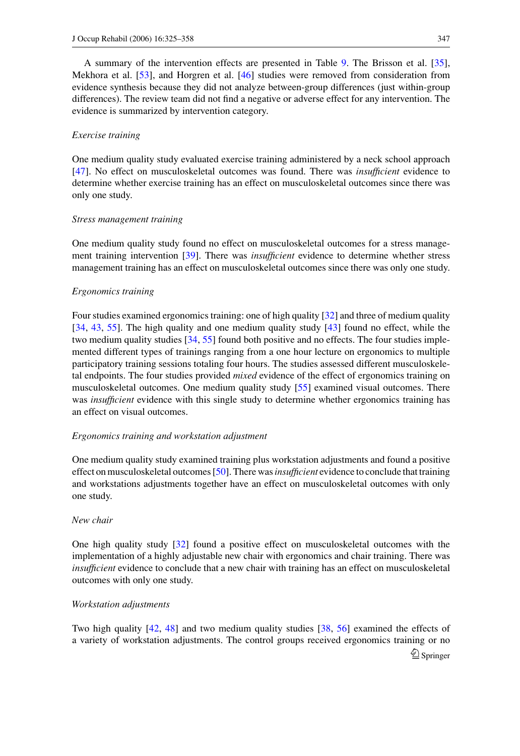A summary of the intervention effects are presented in Table 9. The Brisson et al. [35], Mekhora et al. [53], and Horgren et al. [46] studies were removed from consideration from evidence synthesis because they did not analyze between-group differences (just within-group differences). The review team did not find a negative or adverse effect for any intervention. The evidence is summarized by intervention category.

*Exercise training*

One medium quality study evaluated exercise training administered by a neck school approach [47]. No effect on musculoskeletal outcomes was found. There was *insufficient* evidence to determine whether exercise training has an effect on musculoskeletal outcomes since there was only one study.

*Stress management training*

One medium quality study found no effect on musculoskeletal outcomes for a stress management training intervention [39]. There was *insufficient* evidence to determine whether stress management training has an effect on musculoskeletal outcomes since there was only one study.

*Ergonomics training*

Four studies examined ergonomics training: one of high quality [32] and three of medium quality [34, 43, 55]. The high quality and one medium quality study [43] found no effect, while the two medium quality studies [34, 55] found both positive and no effects. The four studies implemented different types of trainings ranging from a one hour lecture on ergonomics to multiple participatory training sessions totaling four hours. The studies assessed different musculoskeletal endpoints. The four studies provided *mixed* evidence of the effect of ergonomics training on musculoskeletal outcomes. One medium quality study [55] examined visual outcomes. There was *insufficient* evidence with this single study to determine whether ergonomics training has an effect on visual outcomes.

*Ergonomics training and workstation adjustment*

One medium quality study examined training plus workstation adjustments and found a positive effect on musculoskeletal outcomes [50]. There was *insufficient* evidence to conclude that training and workstations adjustments together have an effect on musculoskeletal outcomes with only one study.

*New chair*

One high quality study [32] found a positive effect on musculoskeletal outcomes with the implementation of a highly adjustable new chair with ergonomics and chair training. There was *insufficient* evidence to conclude that a new chair with training has an effect on musculoskeletal outcomes with only one study.

*Workstation adjustments*

Two high quality [42, 48] and two medium quality studies [38, 56] examined the effects of a variety of workstation adjustments. The control groups received ergonomics training or no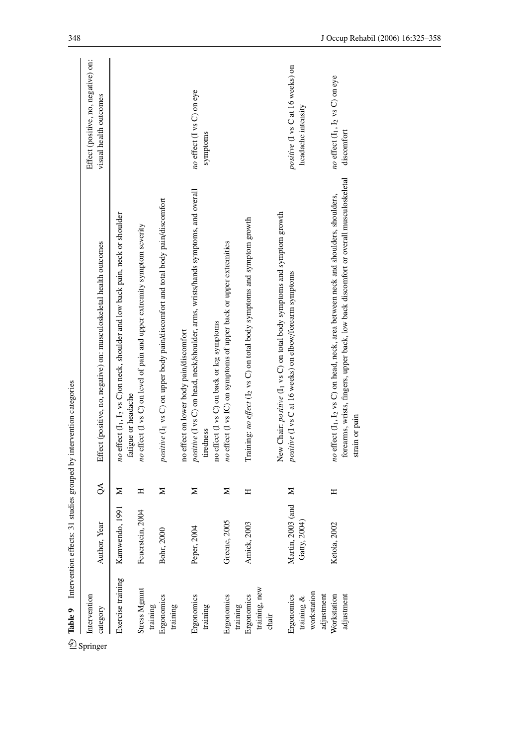**Table 9** Intervention effects: 31 studies grouped by intervention categories

| Intervention category | Author, Year | QA | Effect (positive, no, negative) on: musculoskeletal health outcomes | Effect (positive, no, negative) on: visual health outcomes |
|---|---|---|---|---|
| Exercise training | Kamwendo, 1991 | M | *no* effect ($I_1$, $I_2$ vs C)on neck, shoulder and low back pain, neck or shoulder fatigue or headache | |
| Stress Mgmnt training | Feuerstein, 2004 | H | *no* effect (I vs C) on level of pain and upper extremity symptom severity | |
| Ergonomics training | Bohr, 2000 | M | *positive* ($I_1$ vs C) on upper body pain/discomfort and total body pain/discomfort<br>no effect on lower body pain/discomfort | |
| Ergonomics training | Peper, 2004 | M | *positive* (I vs C) on head, neck/shoulder, arms, wrists/hands symptoms, and overall tiredness<br>no effect (I vs C) on back or leg symptoms | *no* effect (I vs C) on eye symptoms |
| Ergonomics training | Greene, 2005 | M | *no* effect (I vs IC) on symptoms of upper back or upper extremities | |
| Ergonomics training, new chair | Amick, 2003 | H | Training: *no effect* ($I_2$ vs C) on total body symptoms and symptom growth<br>New Chair: *positive* ($I_1$ vs C) on total body symptoms and symptom growth | |
| Ergonomics training & workstation adjustment | Martin, 2003 (and Gatty, 2004) | M | *positive* (I vs C at 16 weeks) on elbow/forearm symptoms | *positive* (I vs C at 16 weeks) on headache intensity |
| Workstation adjustment | Ketola, 2002 | H | *no* effect ($I_1$, $I_2$ vs C) on head, neck, area between neck and shoulders, shoulders, forearms, wrists, fingers, upper back, low back discomfort or overall musculoskeletal strain or pain | *no* effect ($I_1$, $I_2$ vs C) on eye discomfort |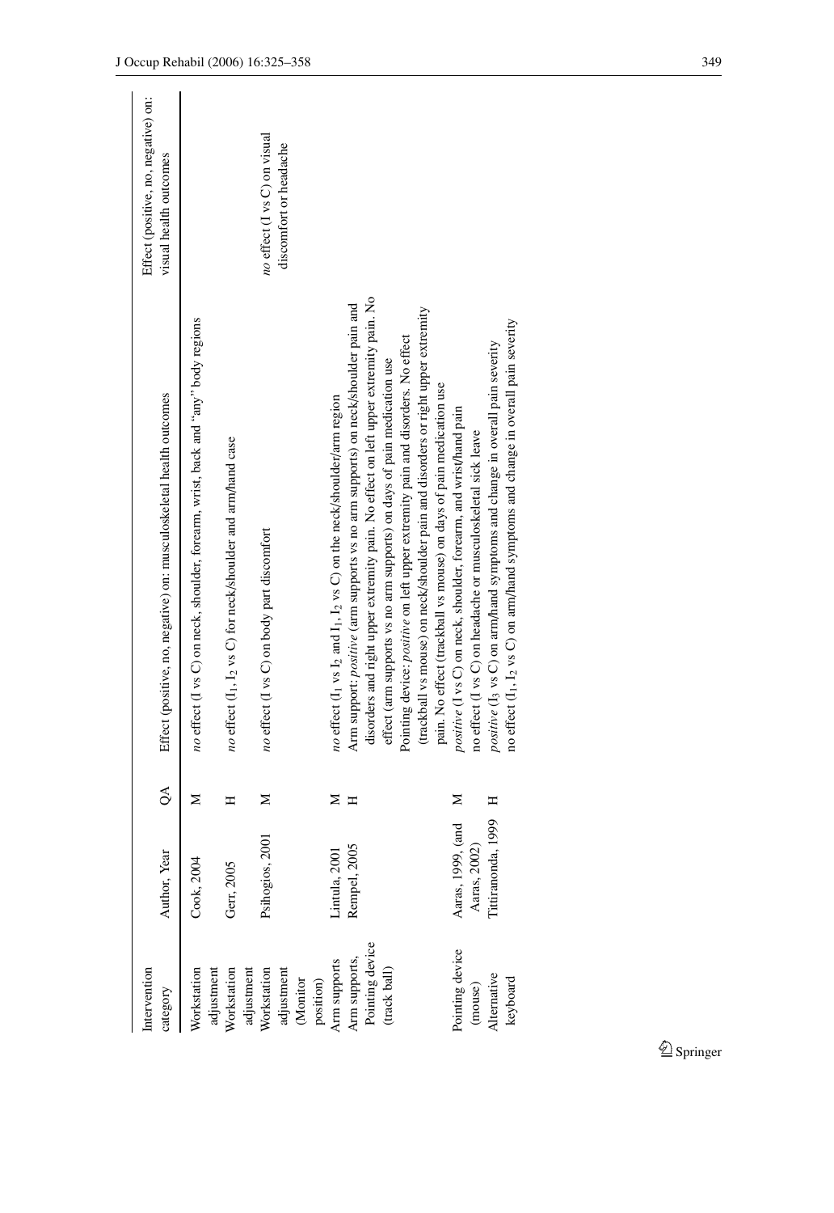| Intervention category | Author, Year | QA | Effect (positive, no, negative) on: musculoskeletal health outcomes | Effect (positive, no, negative) on: visual health outcomes |
|---|---|---|---|---|
| Workstation adjustment | Cook, 2004 | M | *no* effect (I vs C) on neck, shoulder, forearm, wrist, back and "any" body regions | |
| Workstation adjustment | Gerr, 2005 | H | *no* effect ($I_1$, $I_2$ vs C) for neck/shoulder and arm/hand case | |
| Workstation adjustment (Monitor position) | Psihogios, 2001 | M | *no* effect (I vs C) on body part discomfort | *no* effect (I vs C) on visual discomfort or headache |
| Arm supports | Lintula, 2001 | M | *no* effect ($I_1$ vs $I_2$ and $I_1$, $I_2$ vs C) on the neck/shoulder/arm region | |
| Arm supports, Pointing device (track ball) | Rempel, 2005 | H | Arm support: *positive* (arm supports vs no arm supports) on neck/shoulder pain and disorders and right upper extremity pain. No effect on left upper extremity pain. No effect (arm supports vs no arm supports) on days of pain medication use<br>Pointing device: *positive* on left upper extremity pain and disorders. No effect (trackball vs mouse) on neck/shoulder pain and disorders or right upper extremity pain. No effect (trackball vs mouse) on days of pain medication use | |
| Pointing device (mouse) | Aaras, 1999, (and Aaras, 2002) | M | *positive* (I vs C) on neck, shoulder, forearm, and wrist/hand pain<br>no effect (I vs C) on headache or musculoskeletal sick leave | |
| Alternative keyboard | Tittiranonda, 1999 | H | *positive* ($I_3$ vs C) on arm/hand symptoms and change in overall pain severity<br>no effect ($I_1$, $I_2$ vs C) on arm/hand symptoms and change in overall pain severity | |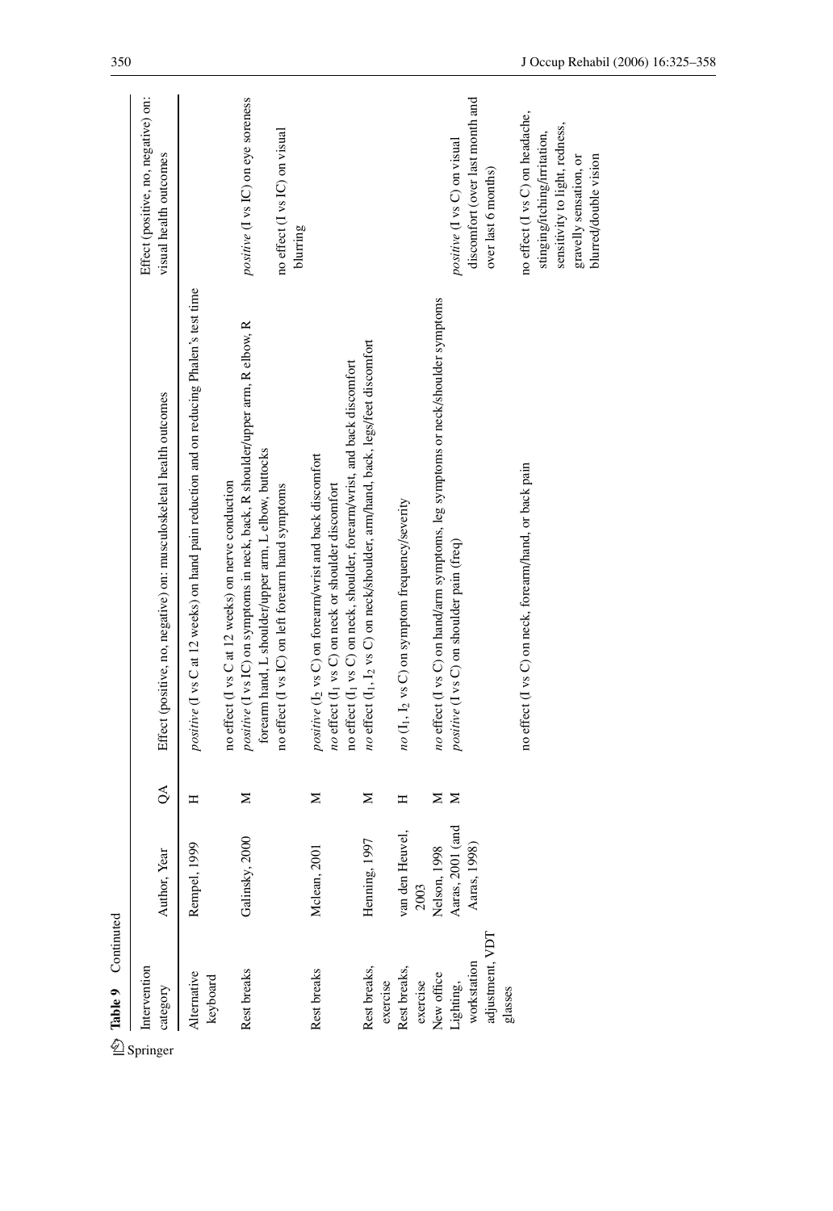**Table 9** Continued

| Intervention category | Author, Year | QA | Effect (positive, no, negative) on: musculoskeletal health outcomes | Effect (positive, no, negative) on: visual health outcomes |
|---|---|---|---|---|
| Alternative keyboard | Rempel, 1999 | H | *positive* (I vs C at 12 weeks) on hand pain reduction and on reducing Phalen's test time<br>no effect (I vs C at 12 weeks) on nerve conduction | |
| Rest breaks | Galinsky, 2000 | M | *positive* (I vs IC) on symptoms in neck, back, R shoulder/upper arm, R elbow, R forearm hand, L shoulder/upper arm, L elbow, buttocks<br>no effect (I vs IC) on left forearm hand symptoms | *positive* (I vs IC) on eye soreness<br>no effect (I vs IC) on visual blurring |
| Rest breaks | Mclean, 2001 | M | *positive* ($I_2$ vs C) on forearm/wrist and back discomfort<br>*no effect* ($I_1$ vs C) on neck or shoulder discomfort<br>no effect ($I_1$ vs C) on neck, shoulder, forearm/wrist, and back discomfort | |
| Rest breaks, exercise | Henning, 1997 | M | *no effect* ($I_1$, $I_2$ vs C) on neck/shoulder, arm/hand, back, legs/feet discomfort | |
| Rest breaks, exercise | van den Heuvel, 2003 | H | *no* ($I_1$, $I_2$ vs C) on symptom frequency/severity | |
| New office | Nelson, 1998 | M | *no effect* (I vs C) on hand/arm symptoms, leg symptoms or neck/shoulder symptoms | |
| Lighting, workstation adjustment, VDT glasses | Aaras, 2001 (and Aaras, 1998) | M | *positive* (I vs C) on shoulder pain (freq)<br>no effect (I vs C) on neck, forearm/hand, or back pain | *positive* (I vs C) on visual discomfort (over last month and over last 6 months)<br>no effect (I vs C) on headache, stinging/itching/irritation, sensitivity to light, redness, gravelly sensation, or blurred/double vision |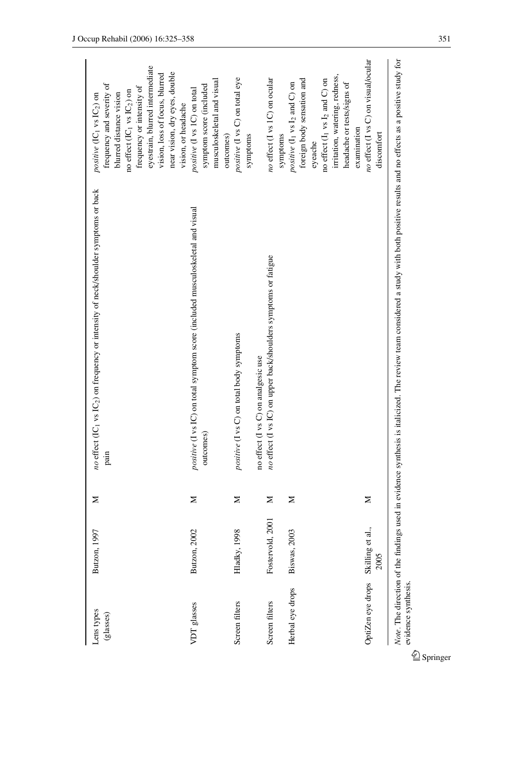| | | | | |
|---|---|---|---|---|
| Lens types (glasses) | Butzon, 1997 | M | *no effect* ($IC_1$ vs $IC_2$) on frequency or intensity of neck/shoulder symptoms or back pain | *positive* ($IC_1$ vs $IC_2$) on frequency and severity of blurred distance vision<br>no effect ($IC_1$ vs $IC_2$) on frequency or intensity of eyestrain, blurred intermediate vision, loss of focus, blurred near vision, dry eyes, double vision, or headache |
| VDT glasses | Butzon, 2002 | M | *positive* (I vs IC) on total symptom score (included musculoskeletal and visual outcomes) | *positive* (I vs IC) on total symptom score (included musculoskeletal and visual outcomes) |
| Screen filters | Hladky, 1998 | M | *positive* (I vs C) on total body symptoms<br>no effect (I vs C) on analgesic use | *positive* (I vs C) on total eye symptoms |
| Screen filters | Fostervold, 2001 | M | *no effect* (I vs IC) on upper back/shoulders symptoms or fatigue | *no effect* (I vs IC) on ocular symptoms |
| Herbal eye drops | Biswas, 2003 | M | | *positive* ($I_1$ vs $I_2$ and C) on foreign body sensation and eyeache<br>no effect ($I_1$ vs $I_2$ and C) on irritation, watering, redness, headache or tests/signs of examination |
| OptiZen eye drops | Skilling et al., 2005 | M | | *no effect* (I vs C) on visual/ocular discomfort |

*Note*. The direction of the findings used in evidence synthesis is italicized. The review team considered a study with both positive results and no effects as a positive study for evidence synthesis.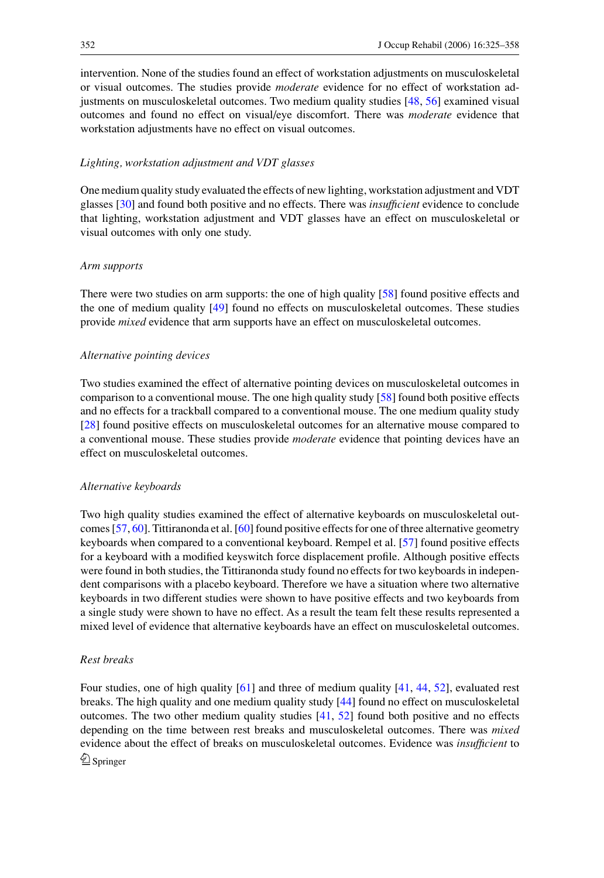intervention. None of the studies found an effect of workstation adjustments on musculoskeletal or visual outcomes. The studies provide *moderate* evidence for no effect of workstation adjustments on musculoskeletal outcomes. Two medium quality studies [48, 56] examined visual outcomes and found no effect on visual/eye discomfort. There was *moderate* evidence that workstation adjustments have no effect on visual outcomes.

*Lighting, workstation adjustment and VDT glasses*

One medium quality study evaluated the effects of new lighting, workstation adjustment and VDT glasses [30] and found both positive and no effects. There was *insufficient* evidence to conclude that lighting, workstation adjustment and VDT glasses have an effect on musculoskeletal or visual outcomes with only one study.

*Arm supports*

There were two studies on arm supports: the one of high quality [58] found positive effects and the one of medium quality [49] found no effects on musculoskeletal outcomes. These studies provide *mixed* evidence that arm supports have an effect on musculoskeletal outcomes.

*Alternative pointing devices*

Two studies examined the effect of alternative pointing devices on musculoskeletal outcomes in comparison to a conventional mouse. The one high quality study [58] found both positive effects and no effects for a trackball compared to a conventional mouse. The one medium quality study [28] found positive effects on musculoskeletal outcomes for an alternative mouse compared to a conventional mouse. These studies provide *moderate* evidence that pointing devices have an effect on musculoskeletal outcomes.

*Alternative keyboards*

Two high quality studies examined the effect of alternative keyboards on musculoskeletal outcomes [57, 60]. Tittiranonda et al. [60] found positive effects for one of three alternative geometry keyboards when compared to a conventional keyboard. Rempel et al. [57] found positive effects for a keyboard with a modified keyswitch force displacement profile. Although positive effects were found in both studies, the Tittiranonda study found no effects for two keyboards in independent comparisons with a placebo keyboard. Therefore we have a situation where two alternative keyboards in two different studies were shown to have positive effects and two keyboards from a single study were shown to have no effect. As a result the team felt these results represented a mixed level of evidence that alternative keyboards have an effect on musculoskeletal outcomes.

*Rest breaks*

Four studies, one of high quality [61] and three of medium quality [41, 44, 52], evaluated rest breaks. The high quality and one medium quality study [44] found no effect on musculoskeletal outcomes. The two other medium quality studies [41, 52] found both positive and no effects depending on the time between rest breaks and musculoskeletal outcomes. There was *mixed* evidence about the effect of breaks on musculoskeletal outcomes. Evidence was *insufficient* to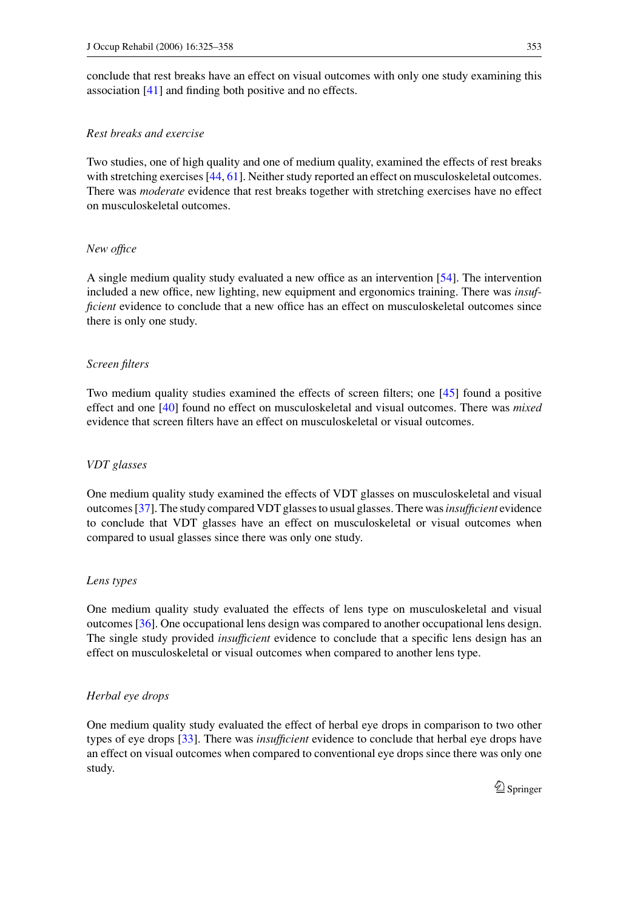conclude that rest breaks have an effect on visual outcomes with only one study examining this association [41] and finding both positive and no effects.

### *Rest breaks and exercise*

Two studies, one of high quality and one of medium quality, examined the effects of rest breaks with stretching exercises [44, 61]. Neither study reported an effect on musculoskeletal outcomes. There was *moderate* evidence that rest breaks together with stretching exercises have no effect on musculoskeletal outcomes.

### *New office*

A single medium quality study evaluated a new office as an intervention [54]. The intervention included a new office, new lighting, new equipment and ergonomics training. There was *insufficient* evidence to conclude that a new office has an effect on musculoskeletal outcomes since there is only one study.

### *Screen filters*

Two medium quality studies examined the effects of screen filters; one [45] found a positive effect and one [40] found no effect on musculoskeletal and visual outcomes. There was *mixed* evidence that screen filters have an effect on musculoskeletal or visual outcomes.

### *VDT glasses*

One medium quality study examined the effects of VDT glasses on musculoskeletal and visual outcomes [37]. The study compared VDT glasses to usual glasses. There was *insufficient* evidence to conclude that VDT glasses have an effect on musculoskeletal or visual outcomes when compared to usual glasses since there was only one study.

### *Lens types*

One medium quality study evaluated the effects of lens type on musculoskeletal and visual outcomes [36]. One occupational lens design was compared to another occupational lens design. The single study provided *insufficient* evidence to conclude that a specific lens design has an effect on musculoskeletal or visual outcomes when compared to another lens type.

### *Herbal eye drops*

One medium quality study evaluated the effect of herbal eye drops in comparison to two other types of eye drops [33]. There was *insufficient* evidence to conclude that herbal eye drops have an effect on visual outcomes when compared to conventional eye drops since there was only one study.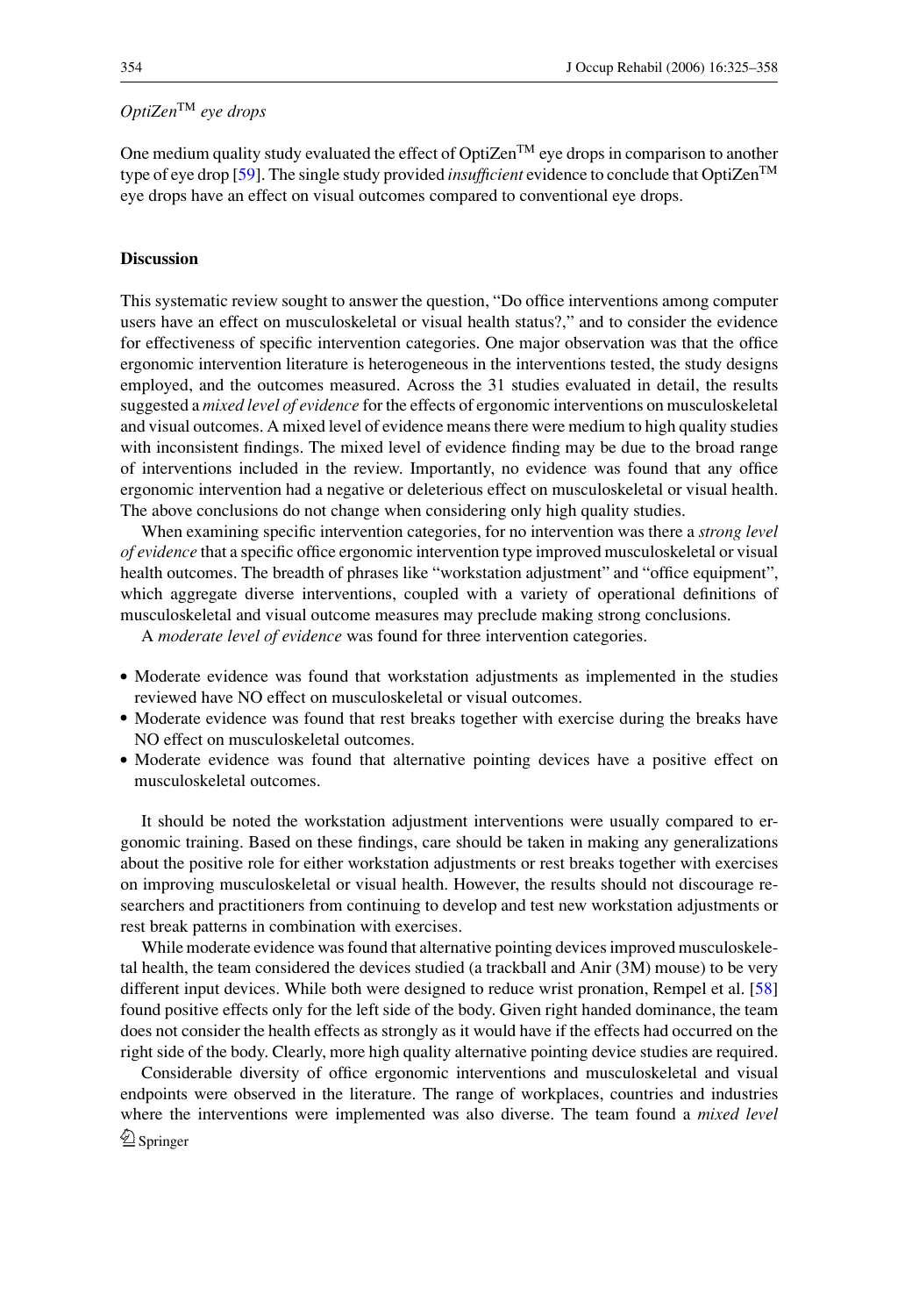*OptiZen™ eye drops*

One medium quality study evaluated the effect of OptiZen™ eye drops in comparison to another type of eye drop [59]. The single study provided *insufficient* evidence to conclude that OptiZen™ eye drops have an effect on visual outcomes compared to conventional eye drops.

## Discussion

This systematic review sought to answer the question, "Do office interventions among computer users have an effect on musculoskeletal or visual health status?," and to consider the evidence for effectiveness of specific intervention categories. One major observation was that the office ergonomic intervention literature is heterogeneous in the interventions tested, the study designs employed, and the outcomes measured. Across the 31 studies evaluated in detail, the results suggested a *mixed level of evidence* for the effects of ergonomic interventions on musculoskeletal and visual outcomes. A mixed level of evidence means there were medium to high quality studies with inconsistent findings. The mixed level of evidence finding may be due to the broad range of interventions included in the review. Importantly, no evidence was found that any office ergonomic intervention had a negative or deleterious effect on musculoskeletal or visual health. The above conclusions do not change when considering only high quality studies.

When examining specific intervention categories, for no intervention was there a *strong level of evidence* that a specific office ergonomic intervention type improved musculoskeletal or visual health outcomes. The breadth of phrases like "workstation adjustment" and "office equipment", which aggregate diverse interventions, coupled with a variety of operational definitions of musculoskeletal and visual outcome measures may preclude making strong conclusions.

A *moderate level of evidence* was found for three intervention categories.

- Moderate evidence was found that workstation adjustments as implemented in the studies reviewed have NO effect on musculoskeletal or visual outcomes.
- Moderate evidence was found that rest breaks together with exercise during the breaks have NO effect on musculoskeletal outcomes.
- Moderate evidence was found that alternative pointing devices have a positive effect on musculoskeletal outcomes.

It should be noted the workstation adjustment interventions were usually compared to ergonomic training. Based on these findings, care should be taken in making any generalizations about the positive role for either workstation adjustments or rest breaks together with exercises on improving musculoskeletal or visual health. However, the results should not discourage researchers and practitioners from continuing to develop and test new workstation adjustments or rest break patterns in combination with exercises.

While moderate evidence was found that alternative pointing devices improved musculoskeletal health, the team considered the devices studied (a trackball and Anir (3M) mouse) to be very different input devices. While both were designed to reduce wrist pronation, Rempel et al. [58] found positive effects only for the left side of the body. Given right handed dominance, the team does not consider the health effects as strongly as it would have if the effects had occurred on the right side of the body. Clearly, more high quality alternative pointing device studies are required.

Considerable diversity of office ergonomic interventions and musculoskeletal and visual endpoints were observed in the literature. The range of workplaces, countries and industries where the interventions were implemented was also diverse. The team found a *mixed level*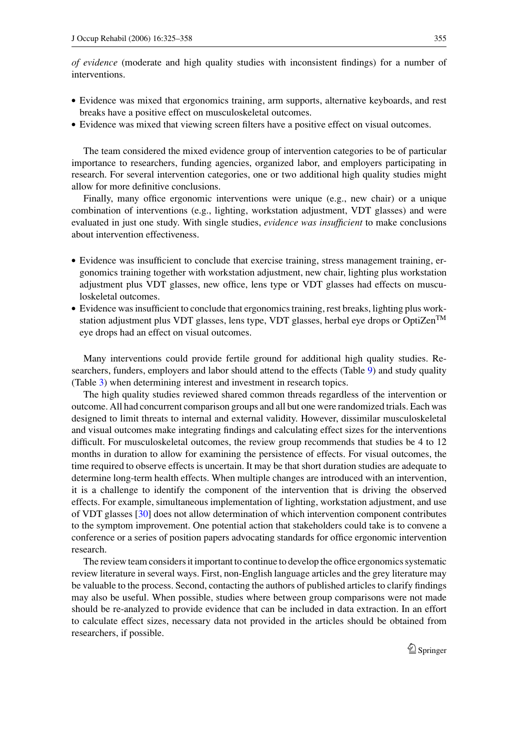*of evidence* (moderate and high quality studies with inconsistent findings) for a number of interventions.

- Evidence was mixed that ergonomics training, arm supports, alternative keyboards, and rest breaks have a positive effect on musculoskeletal outcomes.
- Evidence was mixed that viewing screen filters have a positive effect on visual outcomes.

The team considered the mixed evidence group of intervention categories to be of particular importance to researchers, funding agencies, organized labor, and employers participating in research. For several intervention categories, one or two additional high quality studies might allow for more definitive conclusions.

Finally, many office ergonomic interventions were unique (e.g., new chair) or a unique combination of interventions (e.g., lighting, workstation adjustment, VDT glasses) and were evaluated in just one study. With single studies, *evidence was insufficient* to make conclusions about intervention effectiveness.

- Evidence was insufficient to conclude that exercise training, stress management training, ergonomics training together with workstation adjustment, new chair, lighting plus workstation adjustment plus VDT glasses, new office, lens type or VDT glasses had effects on musculoskeletal outcomes.
- Evidence was insufficient to conclude that ergonomics training, rest breaks, lighting plus workstation adjustment plus VDT glasses, lens type, VDT glasses, herbal eye drops or OptiZen™ eye drops had an effect on visual outcomes.

Many interventions could provide fertile ground for additional high quality studies. Researchers, funders, employers and labor should attend to the effects (Table 9) and study quality (Table 3) when determining interest and investment in research topics.

The high quality studies reviewed shared common threads regardless of the intervention or outcome. All had concurrent comparison groups and all but one were randomized trials. Each was designed to limit threats to internal and external validity. However, dissimilar musculoskeletal and visual outcomes make integrating findings and calculating effect sizes for the interventions difficult. For musculoskeletal outcomes, the review group recommends that studies be 4 to 12 months in duration to allow for examining the persistence of effects. For visual outcomes, the time required to observe effects is uncertain. It may be that short duration studies are adequate to determine long-term health effects. When multiple changes are introduced with an intervention, it is a challenge to identify the component of the intervention that is driving the observed effects. For example, simultaneous implementation of lighting, workstation adjustment, and use of VDT glasses [30] does not allow determination of which intervention component contributes to the symptom improvement. One potential action that stakeholders could take is to convene a conference or a series of position papers advocating standards for office ergonomic intervention research.

The review team considers it important to continue to develop the office ergonomics systematic review literature in several ways. First, non-English language articles and the grey literature may be valuable to the process. Second, contacting the authors of published articles to clarify findings may also be useful. When possible, studies where between group comparisons were not made should be re-analyzed to provide evidence that can be included in data extraction. In an effort to calculate effect sizes, necessary data not provided in the articles should be obtained from researchers, if possible.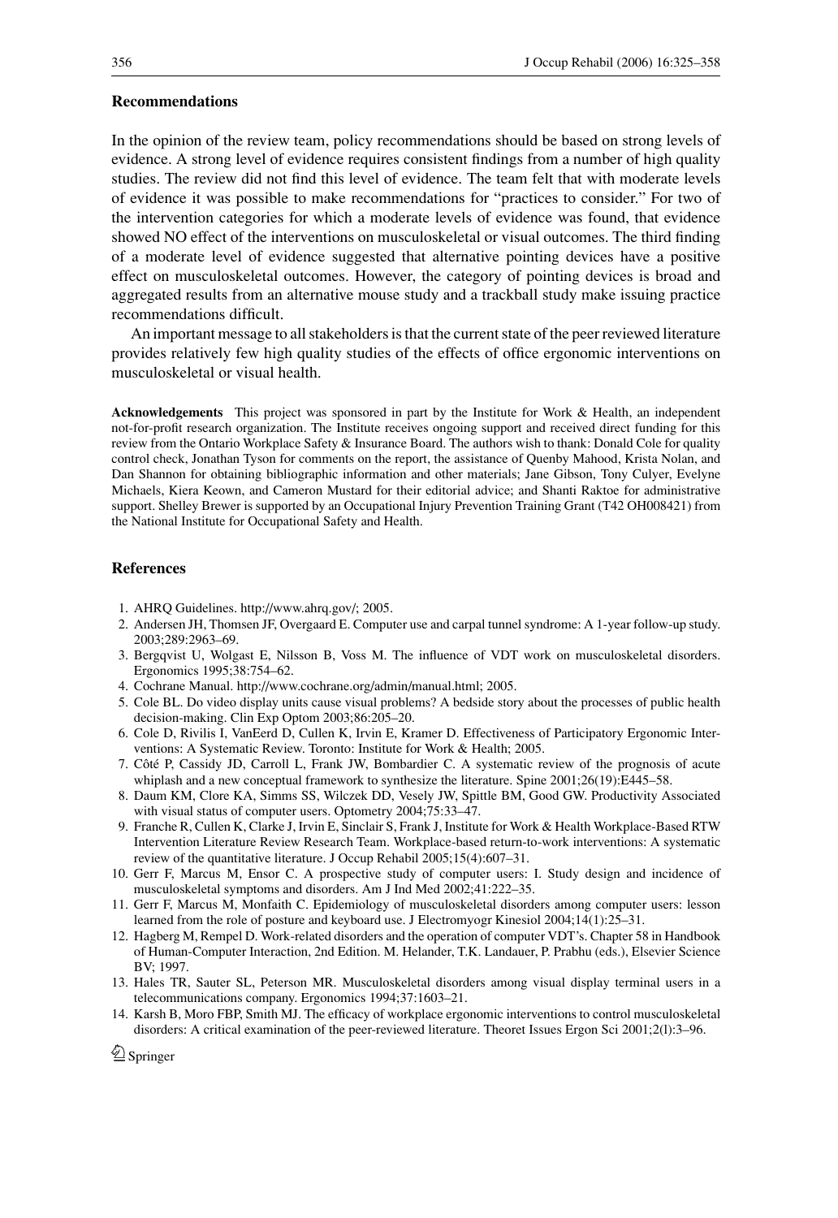## Recommendations

In the opinion of the review team, policy recommendations should be based on strong levels of evidence. A strong level of evidence requires consistent findings from a number of high quality studies. The review did not find this level of evidence. The team felt that with moderate levels of evidence it was possible to make recommendations for "practices to consider." For two of the intervention categories for which a moderate levels of evidence was found, that evidence showed NO effect of the interventions on musculoskeletal or visual outcomes. The third finding of a moderate level of evidence suggested that alternative pointing devices have a positive effect on musculoskeletal outcomes. However, the category of pointing devices is broad and aggregated results from an alternative mouse study and a trackball study make issuing practice recommendations difficult.

An important message to all stakeholders is that the current state of the peer reviewed literature provides relatively few high quality studies of the effects of office ergonomic interventions on musculoskeletal or visual health.

**Acknowledgements** This project was sponsored in part by the Institute for Work & Health, an independent not-for-profit research organization. The Institute receives ongoing support and received direct funding for this review from the Ontario Workplace Safety & Insurance Board. The authors wish to thank: Donald Cole for quality control check, Jonathan Tyson for comments on the report, the assistance of Quenby Mahood, Krista Nolan, and Dan Shannon for obtaining bibliographic information and other materials; Jane Gibson, Tony Culyer, Evelyne Michaels, Kiera Keown, and Cameron Mustard for their editorial advice; and Shanti Raktoe for administrative support. Shelley Brewer is supported by an Occupational Injury Prevention Training Grant (T42 OH008421) from the National Institute for Occupational Safety and Health.

## References

1. AHRQ Guidelines. http://www.ahrq.gov/; 2005.
2. Andersen JH, Thomsen JF, Overgaard E. Computer use and carpal tunnel syndrome: A 1-year follow-up study. 2003;289:2963–69.
3. Bergqvist U, Wolgast E, Nilsson B, Voss M. The influence of VDT work on musculoskeletal disorders. Ergonomics 1995;38:754–62.
4. Cochrane Manual. http://www.cochrane.org/admin/manual.html; 2005.
5. Cole BL. Do video display units cause visual problems? A bedside story about the processes of public health decision-making. Clin Exp Optom 2003;86:205–20.
6. Cole D, Rivilis I, VanEerd D, Cullen K, Irvin E, Kramer D. Effectiveness of Participatory Ergonomic Interventions: A Systematic Review. Toronto: Institute for Work & Health; 2005.
7. Côté P, Cassidy JD, Carroll L, Frank JW, Bombardier C. A systematic review of the prognosis of acute whiplash and a new conceptual framework to synthesize the literature. Spine 2001;26(19):E445–58.
8. Daum KM, Clore KA, Simms SS, Wilczek DD, Vesely JW, Spittle BM, Good GW. Productivity Associated with visual status of computer users. Optometry 2004;75:33–47.
9. Franche R, Cullen K, Clarke J, Irvin E, Sinclair S, Frank J, Institute for Work & Health Workplace-Based RTW Intervention Literature Review Research Team. Workplace-based return-to-work interventions: A systematic review of the quantitative literature. J Occup Rehabil 2005;15(4):607–31.
10. Gerr F, Marcus M, Ensor C. A prospective study of computer users: I. Study design and incidence of musculoskeletal symptoms and disorders. Am J Ind Med 2002;41:222–35.
11. Gerr F, Marcus M, Monfaith C. Epidemiology of musculoskeletal disorders among computer users: lesson learned from the role of posture and keyboard use. J Electromyogr Kinesiol 2004;14(1):25–31.
12. Hagberg M, Rempel D. Work-related disorders and the operation of computer VDT's. Chapter 58 in Handbook of Human-Computer Interaction, 2nd Edition. M. Helander, T.K. Landauer, P. Prabhu (eds.), Elsevier Science BV; 1997.
13. Hales TR, Sauter SL, Peterson MR. Musculoskeletal disorders among visual display terminal users in a telecommunications company. Ergonomics 1994;37:1603–21.
14. Karsh B, Moro FBP, Smith MJ. The efficacy of workplace ergonomic interventions to control musculoskeletal disorders: A critical examination of the peer-reviewed literature. Theoret Issues Ergon Sci 2001;2(l):3–96.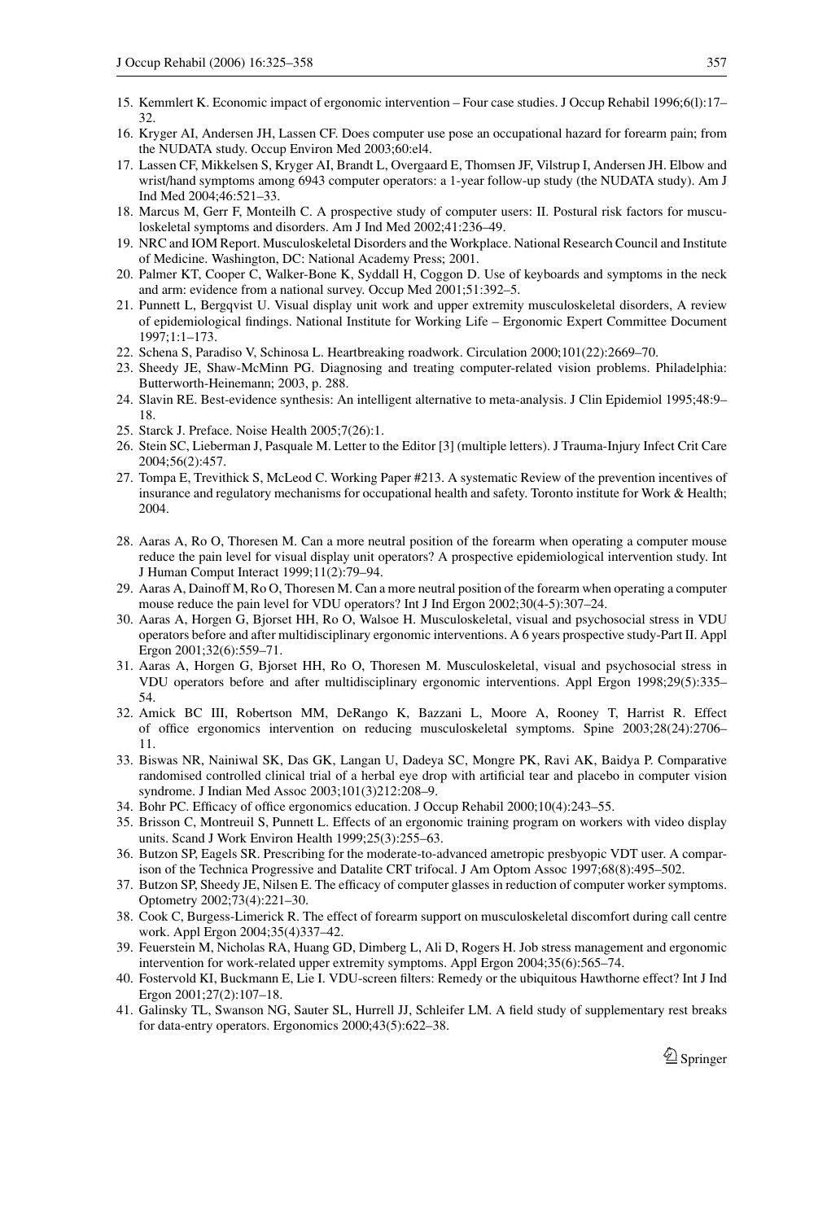15. Kemmlert K. Economic impact of ergonomic intervention – Four case studies. J Occup Rehabil 1996;6(l):17–32.
16. Kryger AI, Andersen JH, Lassen CF. Does computer use pose an occupational hazard for forearm pain; from the NUDATA study. Occup Environ Med 2003;60:el4.
17. Lassen CF, Mikkelsen S, Kryger AI, Brandt L, Overgaard E, Thomsen JF, Vilstrup I, Andersen JH. Elbow and wrist/hand symptoms among 6943 computer operators: a 1-year follow-up study (the NUDATA study). Am J Ind Med 2004;46:521–33.
18. Marcus M, Gerr F, Monteilh C. A prospective study of computer users: II. Postural risk factors for musculoskeletal symptoms and disorders. Am J Ind Med 2002;41:236–49.
19. NRC and IOM Report. Musculoskeletal Disorders and the Workplace. National Research Council and Institute of Medicine. Washington, DC: National Academy Press; 2001.
20. Palmer KT, Cooper C, Walker-Bone K, Syddall H, Coggon D. Use of keyboards and symptoms in the neck and arm: evidence from a national survey. Occup Med 2001;51:392–5.
21. Punnett L, Bergqvist U. Visual display unit work and upper extremity musculoskeletal disorders, A review of epidemiological findings. National Institute for Working Life – Ergonomic Expert Committee Document 1997;1:1–173.
22. Schena S, Paradiso V, Schinosa L. Heartbreaking roadwork. Circulation 2000;101(22):2669–70.
23. Sheedy JE, Shaw-McMinn PG. Diagnosing and treating computer-related vision problems. Philadelphia: Butterworth-Heinemann; 2003, p. 288.
24. Slavin RE. Best-evidence synthesis: An intelligent alternative to meta-analysis. J Clin Epidemiol 1995;48:9–18.
25. Starck J. Preface. Noise Health 2005;7(26):1.
26. Stein SC, Lieberman J, Pasquale M. Letter to the Editor [3] (multiple letters). J Trauma-Injury Infect Crit Care 2004;56(2):457.
27. Tompa E, Trevithick S, McLeod C. Working Paper #213. A systematic Review of the prevention incentives of insurance and regulatory mechanisms for occupational health and safety. Toronto institute for Work & Health; 2004.

28. Aaras A, Ro O, Thoresen M. Can a more neutral position of the forearm when operating a computer mouse reduce the pain level for visual display unit operators? A prospective epidemiological intervention study. Int J Human Comput Interact 1999;11(2):79–94.
29. Aaras A, Dainoff M, Ro O, Thoresen M. Can a more neutral position of the forearm when operating a computer mouse reduce the pain level for VDU operators? Int J Ind Ergon 2002;30(4-5):307–24.
30. Aaras A, Horgen G, Bjorset HH, Ro O, Walsoe H. Musculoskeletal, visual and psychosocial stress in VDU operators before and after multidisciplinary ergonomic interventions. A 6 years prospective study-Part II. Appl Ergon 2001;32(6):559–71.
31. Aaras A, Horgen G, Bjorset HH, Ro O, Thoresen M. Musculoskeletal, visual and psychosocial stress in VDU operators before and after multidisciplinary ergonomic interventions. Appl Ergon 1998;29(5):335–54.
32. Amick BC III, Robertson MM, DeRango K, Bazzani L, Moore A, Rooney T, Harrist R. Effect of office ergonomics intervention on reducing musculoskeletal symptoms. Spine 2003;28(24):2706–11.
33. Biswas NR, Nainiwal SK, Das GK, Langan U, Dadeya SC, Mongre PK, Ravi AK, Baidya P. Comparative randomised controlled clinical trial of a herbal eye drop with artificial tear and placebo in computer vision syndrome. J Indian Med Assoc 2003;101(3)212:208–9.
34. Bohr PC. Efficacy of office ergonomics education. J Occup Rehabil 2000;10(4):243–55.
35. Brisson C, Montreuil S, Punnett L. Effects of an ergonomic training program on workers with video display units. Scand J Work Environ Health 1999;25(3):255–63.
36. Butzon SP, Eagels SR. Prescribing for the moderate-to-advanced ametropic presbyopic VDT user. A comparison of the Technica Progressive and Datalite CRT trifocal. J Am Optom Assoc 1997;68(8):495–502.
37. Butzon SP, Sheedy JE, Nilsen E. The efficacy of computer glasses in reduction of computer worker symptoms. Optometry 2002;73(4):221–30.
38. Cook C, Burgess-Limerick R. The effect of forearm support on musculoskeletal discomfort during call centre work. Appl Ergon 2004;35(4)337–42.
39. Feuerstein M, Nicholas RA, Huang GD, Dimberg L, Ali D, Rogers H. Job stress management and ergonomic intervention for work-related upper extremity symptoms. Appl Ergon 2004;35(6):565–74.
40. Fostervold KI, Buckmann E, Lie I. VDU-screen filters: Remedy or the ubiquitous Hawthorne effect? Int J Ind Ergon 2001;27(2):107–18.
41. Galinsky TL, Swanson NG, Sauter SL, Hurrell JJ, Schleifer LM. A field study of supplementary rest breaks for data-entry operators. Ergonomics 2000;43(5):622–38.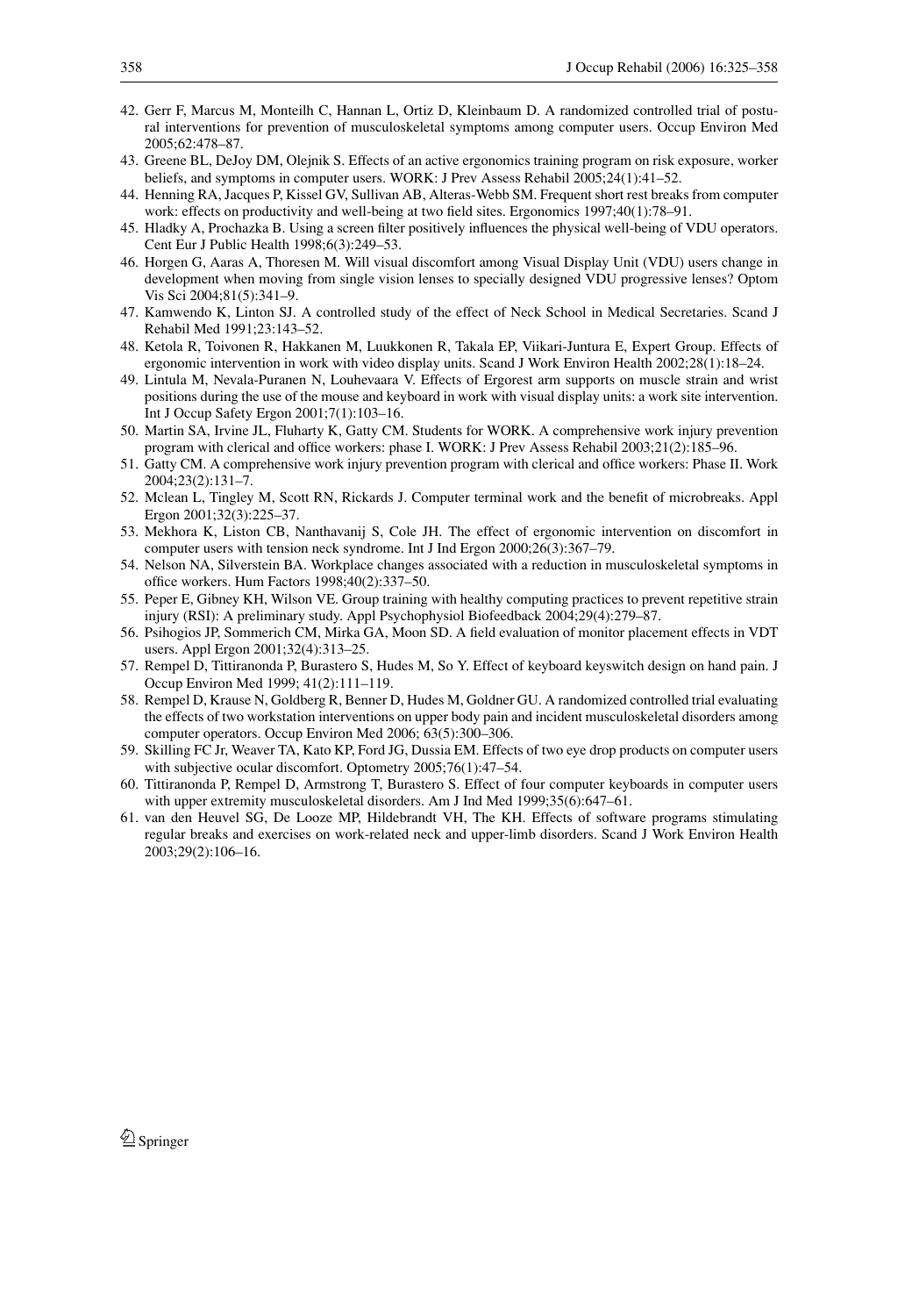42. Gerr F, Marcus M, Monteilh C, Hannan L, Ortiz D, Kleinbaum D. A randomized controlled trial of postural interventions for prevention of musculoskeletal symptoms among computer users. Occup Environ Med 2005;62:478–87.
43. Greene BL, DeJoy DM, Olejnik S. Effects of an active ergonomics training program on risk exposure, worker beliefs, and symptoms in computer users. WORK: J Prev Assess Rehabil 2005;24(1):41–52.
44. Henning RA, Jacques P, Kissel GV, Sullivan AB, Alteras-Webb SM. Frequent short rest breaks from computer work: effects on productivity and well-being at two field sites. Ergonomics 1997;40(1):78–91.
45. Hladky A, Prochazka B. Using a screen filter positively influences the physical well-being of VDU operators. Cent Eur J Public Health 1998;6(3):249–53.
46. Horgen G, Aaras A, Thoresen M. Will visual discomfort among Visual Display Unit (VDU) users change in development when moving from single vision lenses to specially designed VDU progressive lenses? Optom Vis Sci 2004;81(5):341–9.
47. Kamwendo K, Linton SJ. A controlled study of the effect of Neck School in Medical Secretaries. Scand J Rehabil Med 1991;23:143–52.
48. Ketola R, Toivonen R, Hakkanen M, Luukkonen R, Takala EP, Viikari-Juntura E, Expert Group. Effects of ergonomic intervention in work with video display units. Scand J Work Environ Health 2002;28(1):18–24.
49. Lintula M, Nevala-Puranen N, Louhevaara V. Effects of Ergorest arm supports on muscle strain and wrist positions during the use of the mouse and keyboard in work with visual display units: a work site intervention. Int J Occup Safety Ergon 2001;7(1):103–16.
50. Martin SA, Irvine JL, Fluharty K, Gatty CM. Students for WORK. A comprehensive work injury prevention program with clerical and office workers: phase I. WORK: J Prev Assess Rehabil 2003;21(2):185–96.
51. Gatty CM. A comprehensive work injury prevention program with clerical and office workers: Phase II. Work 2004;23(2):131–7.
52. Mclean L, Tingley M, Scott RN, Rickards J. Computer terminal work and the benefit of microbreaks. Appl Ergon 2001;32(3):225–37.
53. Mekhora K, Liston CB, Nanthavanij S, Cole JH. The effect of ergonomic intervention on discomfort in computer users with tension neck syndrome. Int J Ind Ergon 2000;26(3):367–79.
54. Nelson NA, Silverstein BA. Workplace changes associated with a reduction in musculoskeletal symptoms in office workers. Hum Factors 1998;40(2):337–50.
55. Peper E, Gibney KH, Wilson VE. Group training with healthy computing practices to prevent repetitive strain injury (RSI): A preliminary study. Appl Psychophysiol Biofeedback 2004;29(4):279–87.
56. Psihogios JP, Sommerich CM, Mirka GA, Moon SD. A field evaluation of monitor placement effects in VDT users. Appl Ergon 2001;32(4):313–25.
57. Rempel D, Tittiranonda P, Burastero S, Hudes M, So Y. Effect of keyboard keyswitch design on hand pain. J Occup Environ Med 1999; 41(2):111–119.
58. Rempel D, Krause N, Goldberg R, Benner D, Hudes M, Goldner GU. A randomized controlled trial evaluating the effects of two workstation interventions on upper body pain and incident musculoskeletal disorders among computer operators. Occup Environ Med 2006; 63(5):300–306.
59. Skilling FC Jr, Weaver TA, Kato KP, Ford JG, Dussia EM. Effects of two eye drop products on computer users with subjective ocular discomfort. Optometry 2005;76(1):47–54.
60. Tittiranonda P, Rempel D, Armstrong T, Burastero S. Effect of four computer keyboards in computer users with upper extremity musculoskeletal disorders. Am J Ind Med 1999;35(6):647–61.
61. van den Heuvel SG, De Looze MP, Hildebrandt VH, The KH. Effects of software programs stimulating regular breaks and exercises on work-related neck and upper-limb disorders. Scand J Work Environ Health 2003;29(2):106–16.